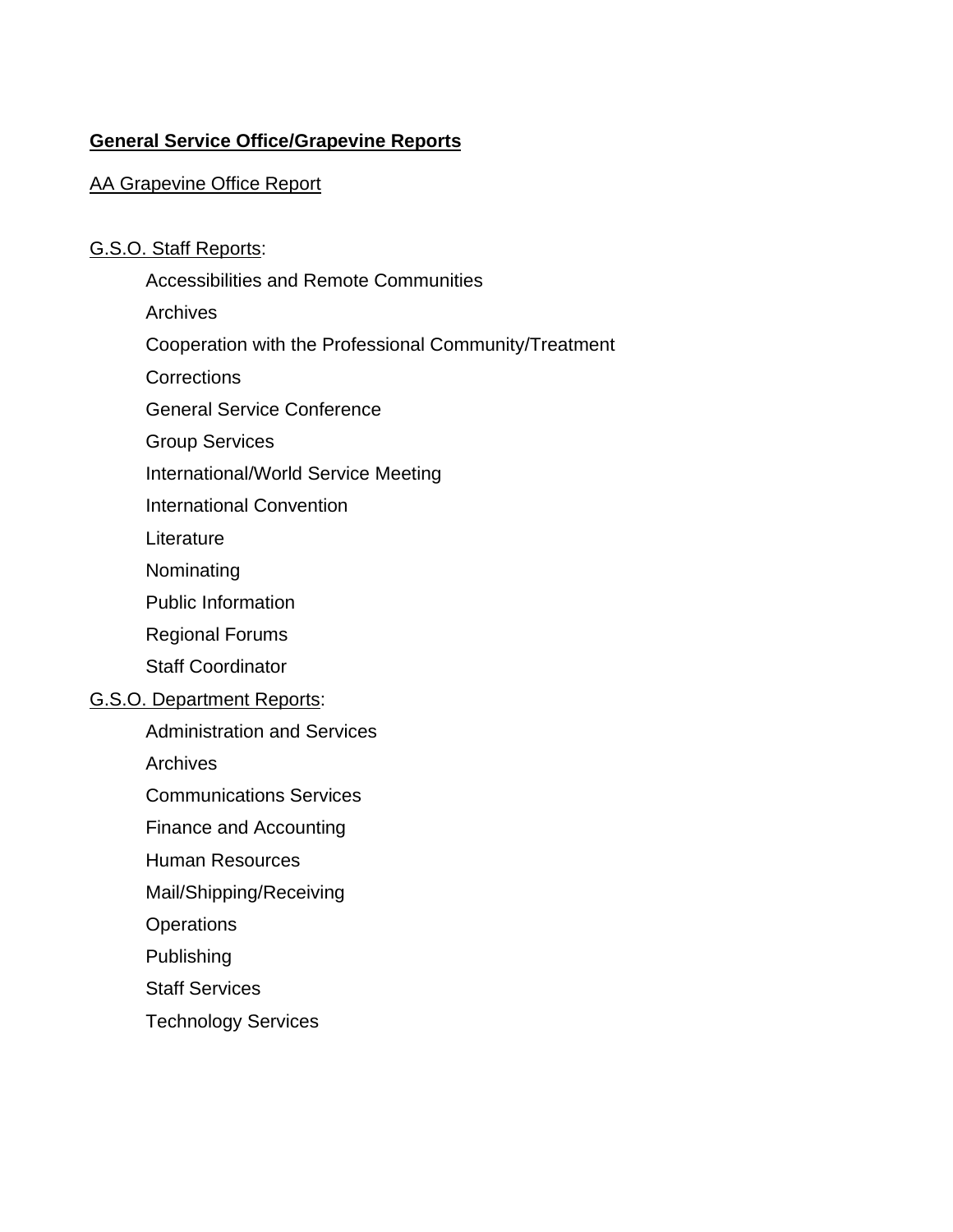## General Service Office/Grapevine Reports

AA Grapevine Office Report

G.S.O. Staff Reports:

- Accessibilities and Remote Communities
- Archives
- Cooperation with the Professional Community/Treatment
- Corrections
- General Service Conference
- Group Services
- International/World Service Meeting
- International Convention
- Literature
- Nominating
- Public Information
- Regional Forums
- Staff Coordinator

G.S.O. Department Reports:

- Administration and Services
- Archives
- Communications Services
- Finance and Accounting
- Human Resources
- Mail/Shipping/Receiving
- Operations
- Publishing
- Staff Services
- Technology Services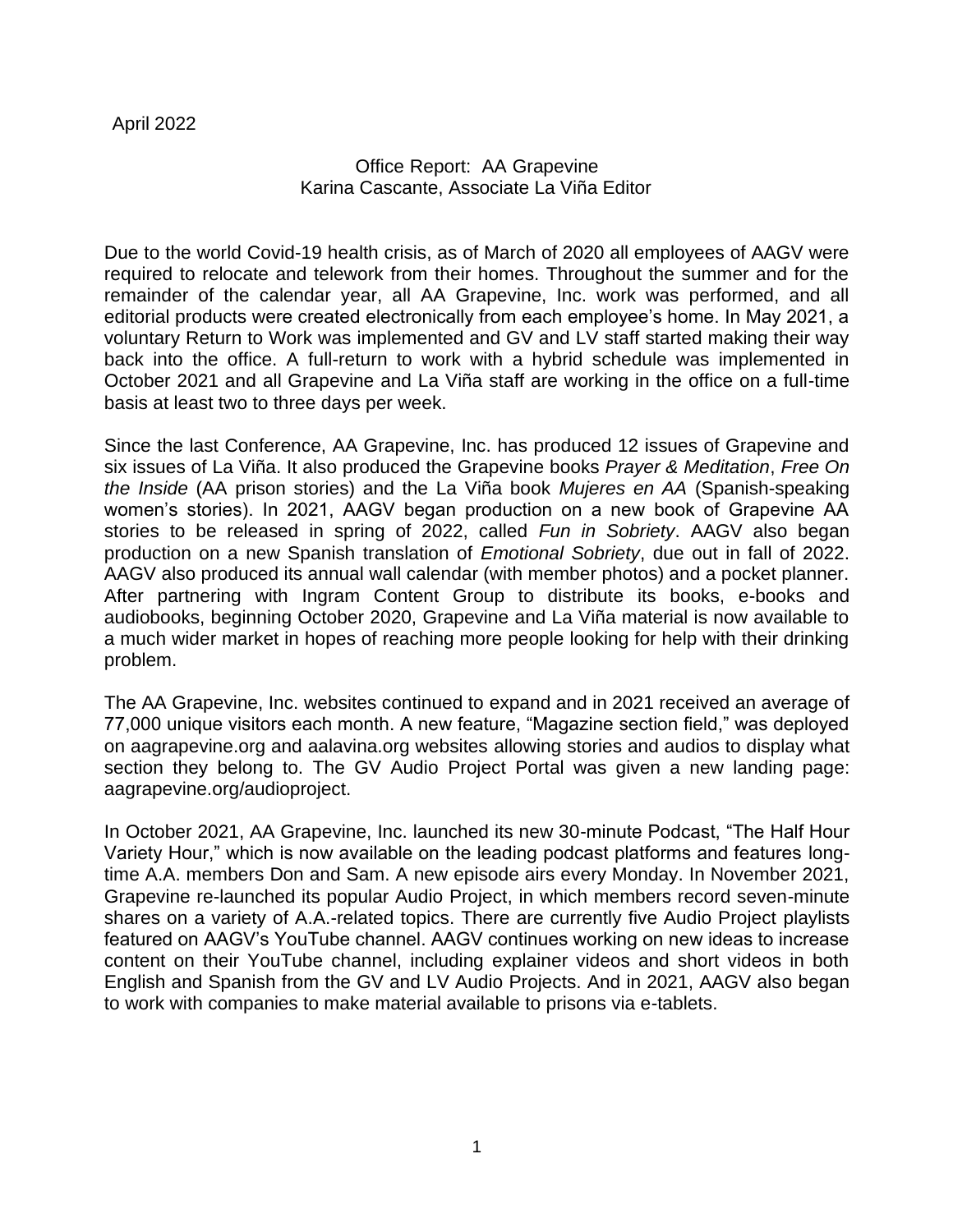April 2022

Office Report: AA Grapevine
Karina Cascante, Associate La Viña Editor

Due to the world Covid-19 health crisis, as of March of 2020 all employees of AAGV were required to relocate and telework from their homes. Throughout the summer and for the remainder of the calendar year, all AA Grapevine, Inc. work was performed, and all editorial products were created electronically from each employee's home. In May 2021, a voluntary Return to Work was implemented and GV and LV staff started making their way back into the office. A full-return to work with a hybrid schedule was implemented in October 2021 and all Grapevine and La Viña staff are working in the office on a full-time basis at least two to three days per week.

Since the last Conference, AA Grapevine, Inc. has produced 12 issues of Grapevine and six issues of La Viña. It also produced the Grapevine books *Prayer & Meditation*, *Free On the Inside* (AA prison stories) and the La Viña book *Mujeres en AA* (Spanish-speaking women's stories). In 2021, AAGV began production on a new book of Grapevine AA stories to be released in spring of 2022, called *Fun in Sobriety*. AAGV also began production on a new Spanish translation of *Emotional Sobriety*, due out in fall of 2022. AAGV also produced its annual wall calendar (with member photos) and a pocket planner. After partnering with Ingram Content Group to distribute its books, e-books and audiobooks, beginning October 2020, Grapevine and La Viña material is now available to a much wider market in hopes of reaching more people looking for help with their drinking problem.

The AA Grapevine, Inc. websites continued to expand and in 2021 received an average of 77,000 unique visitors each month. A new feature, "Magazine section field," was deployed on aagrapevine.org and aalavina.org websites allowing stories and audios to display what section they belong to. The GV Audio Project Portal was given a new landing page: aagrapevine.org/audioproject.

In October 2021, AA Grapevine, Inc. launched its new 30-minute Podcast, "The Half Hour Variety Hour," which is now available on the leading podcast platforms and features long-time A.A. members Don and Sam. A new episode airs every Monday. In November 2021, Grapevine re-launched its popular Audio Project, in which members record seven-minute shares on a variety of A.A.-related topics. There are currently five Audio Project playlists featured on AAGV's YouTube channel. AAGV continues working on new ideas to increase content on their YouTube channel, including explainer videos and short videos in both English and Spanish from the GV and LV Audio Projects. And in 2021, AAGV also began to work with companies to make material available to prisons via e-tablets.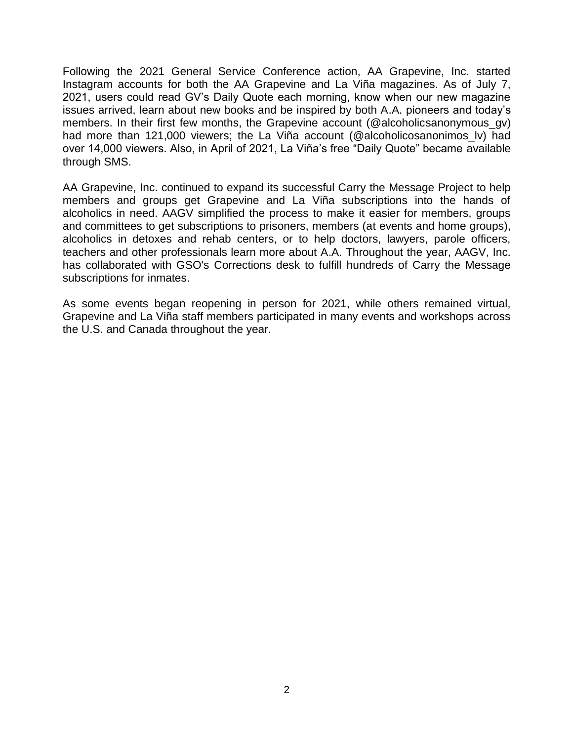Following the 2021 General Service Conference action, AA Grapevine, Inc. started Instagram accounts for both the AA Grapevine and La Viña magazines. As of July 7, 2021, users could read GV's Daily Quote each morning, know when our new magazine issues arrived, learn about new books and be inspired by both A.A. pioneers and today's members. In their first few months, the Grapevine account (@alcoholicsanonymous_gv) had more than 121,000 viewers; the La Viña account (@alcoholicosanonimos_lv) had over 14,000 viewers. Also, in April of 2021, La Viña's free "Daily Quote" became available through SMS.

AA Grapevine, Inc. continued to expand its successful Carry the Message Project to help members and groups get Grapevine and La Viña subscriptions into the hands of alcoholics in need. AAGV simplified the process to make it easier for members, groups and committees to get subscriptions to prisoners, members (at events and home groups), alcoholics in detoxes and rehab centers, or to help doctors, lawyers, parole officers, teachers and other professionals learn more about A.A. Throughout the year, AAGV, Inc. has collaborated with GSO's Corrections desk to fulfill hundreds of Carry the Message subscriptions for inmates.

As some events began reopening in person for 2021, while others remained virtual, Grapevine and La Viña staff members participated in many events and workshops across the U.S. and Canada throughout the year.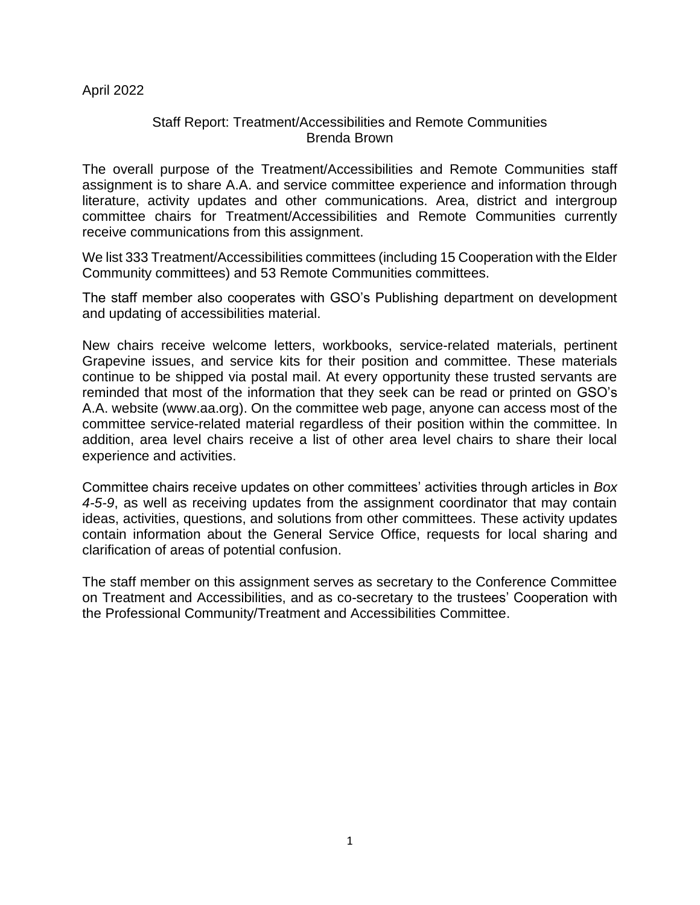April 2022

## Staff Report: Treatment/Accessibilities and Remote Communities
Brenda Brown

The overall purpose of the Treatment/Accessibilities and Remote Communities staff assignment is to share A.A. and service committee experience and information through literature, activity updates and other communications. Area, district and intergroup committee chairs for Treatment/Accessibilities and Remote Communities currently receive communications from this assignment.

We list 333 Treatment/Accessibilities committees (including 15 Cooperation with the Elder Community committees) and 53 Remote Communities committees.

The staff member also cooperates with GSO's Publishing department on development and updating of accessibilities material.

New chairs receive welcome letters, workbooks, service-related materials, pertinent Grapevine issues, and service kits for their position and committee. These materials continue to be shipped via postal mail. At every opportunity these trusted servants are reminded that most of the information that they seek can be read or printed on GSO's A.A. website (www.aa.org). On the committee web page, anyone can access most of the committee service-related material regardless of their position within the committee. In addition, area level chairs receive a list of other area level chairs to share their local experience and activities.

Committee chairs receive updates on other committees' activities through articles in *Box 4-5-9*, as well as receiving updates from the assignment coordinator that may contain ideas, activities, questions, and solutions from other committees. These activity updates contain information about the General Service Office, requests for local sharing and clarification of areas of potential confusion.

The staff member on this assignment serves as secretary to the Conference Committee on Treatment and Accessibilities, and as co-secretary to the trustees' Cooperation with the Professional Community/Treatment and Accessibilities Committee.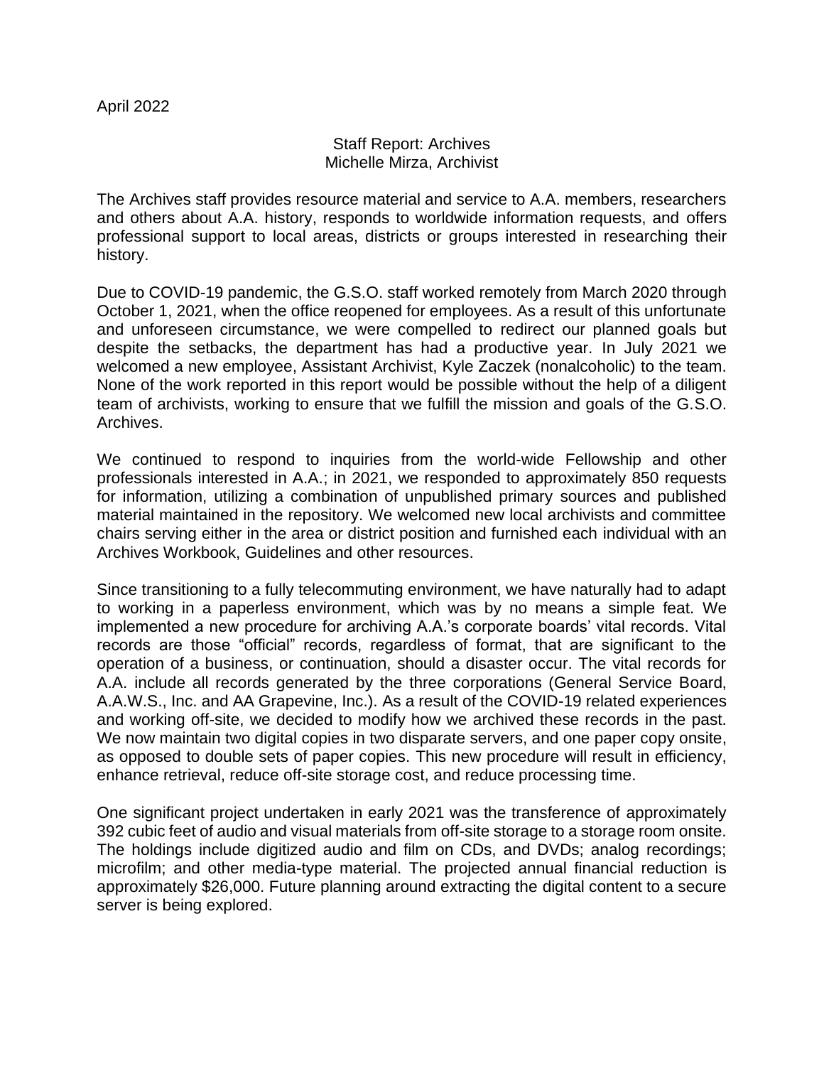April 2022

Staff Report: Archives
Michelle Mirza, Archivist

The Archives staff provides resource material and service to A.A. members, researchers and others about A.A. history, responds to worldwide information requests, and offers professional support to local areas, districts or groups interested in researching their history.

Due to COVID-19 pandemic, the G.S.O. staff worked remotely from March 2020 through October 1, 2021, when the office reopened for employees. As a result of this unfortunate and unforeseen circumstance, we were compelled to redirect our planned goals but despite the setbacks, the department has had a productive year. In July 2021 we welcomed a new employee, Assistant Archivist, Kyle Zaczek (nonalcoholic) to the team. None of the work reported in this report would be possible without the help of a diligent team of archivists, working to ensure that we fulfill the mission and goals of the G.S.O. Archives.

We continued to respond to inquiries from the world-wide Fellowship and other professionals interested in A.A.; in 2021, we responded to approximately 850 requests for information, utilizing a combination of unpublished primary sources and published material maintained in the repository. We welcomed new local archivists and committee chairs serving either in the area or district position and furnished each individual with an Archives Workbook, Guidelines and other resources.

Since transitioning to a fully telecommuting environment, we have naturally had to adapt to working in a paperless environment, which was by no means a simple feat. We implemented a new procedure for archiving A.A.'s corporate boards' vital records. Vital records are those "official" records, regardless of format, that are significant to the operation of a business, or continuation, should a disaster occur. The vital records for A.A. include all records generated by the three corporations (General Service Board, A.A.W.S., Inc. and AA Grapevine, Inc.). As a result of the COVID-19 related experiences and working off-site, we decided to modify how we archived these records in the past. We now maintain two digital copies in two disparate servers, and one paper copy onsite, as opposed to double sets of paper copies. This new procedure will result in efficiency, enhance retrieval, reduce off-site storage cost, and reduce processing time.

One significant project undertaken in early 2021 was the transference of approximately 392 cubic feet of audio and visual materials from off-site storage to a storage room onsite. The holdings include digitized audio and film on CDs, and DVDs; analog recordings; microfilm; and other media-type material. The projected annual financial reduction is approximately $26,000. Future planning around extracting the digital content to a secure server is being explored.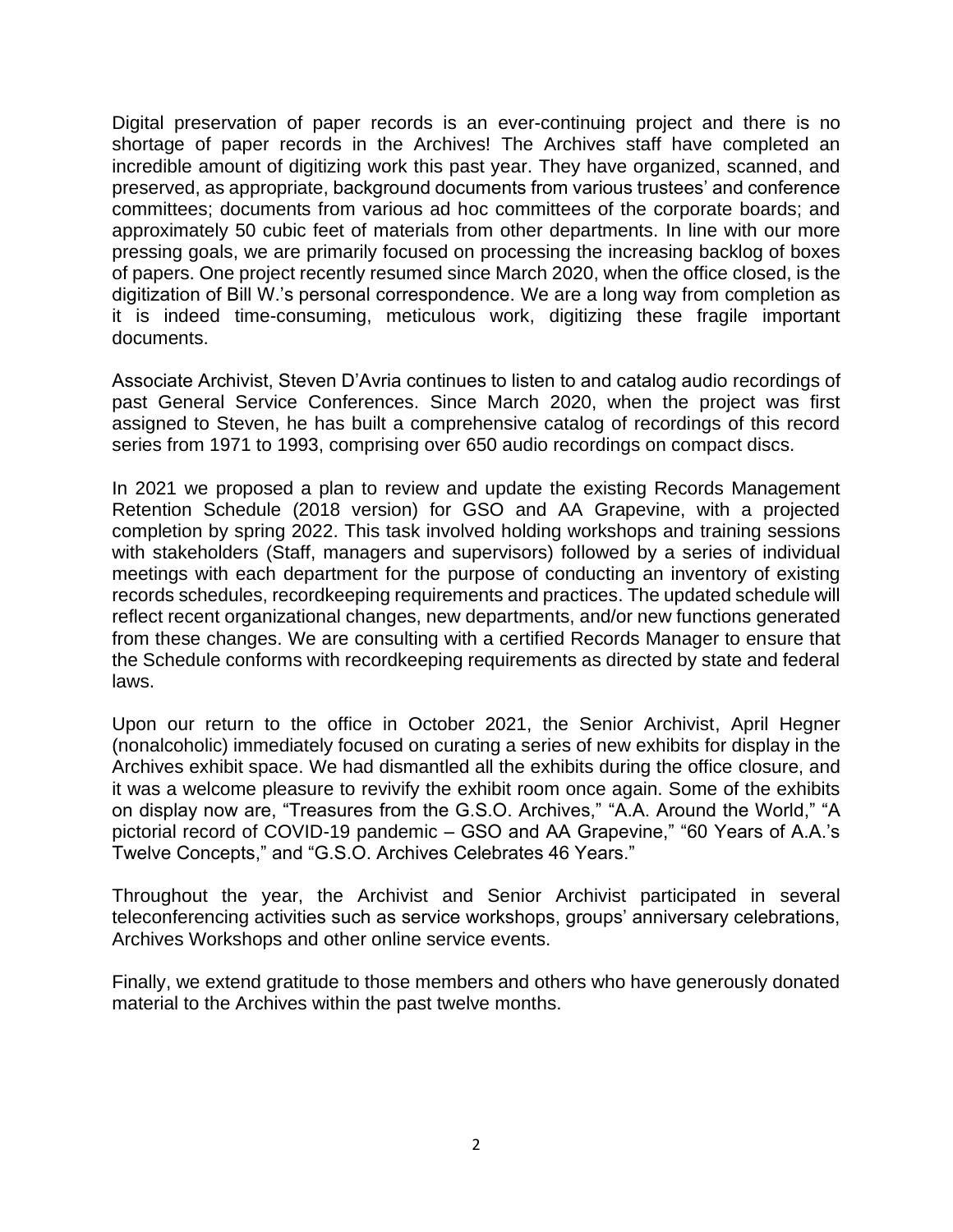Digital preservation of paper records is an ever-continuing project and there is no shortage of paper records in the Archives! The Archives staff have completed an incredible amount of digitizing work this past year. They have organized, scanned, and preserved, as appropriate, background documents from various trustees' and conference committees; documents from various ad hoc committees of the corporate boards; and approximately 50 cubic feet of materials from other departments. In line with our more pressing goals, we are primarily focused on processing the increasing backlog of boxes of papers. One project recently resumed since March 2020, when the office closed, is the digitization of Bill W.'s personal correspondence. We are a long way from completion as it is indeed time-consuming, meticulous work, digitizing these fragile important documents.

Associate Archivist, Steven D'Avria continues to listen to and catalog audio recordings of past General Service Conferences. Since March 2020, when the project was first assigned to Steven, he has built a comprehensive catalog of recordings of this record series from 1971 to 1993, comprising over 650 audio recordings on compact discs.

In 2021 we proposed a plan to review and update the existing Records Management Retention Schedule (2018 version) for GSO and AA Grapevine, with a projected completion by spring 2022. This task involved holding workshops and training sessions with stakeholders (Staff, managers and supervisors) followed by a series of individual meetings with each department for the purpose of conducting an inventory of existing records schedules, recordkeeping requirements and practices. The updated schedule will reflect recent organizational changes, new departments, and/or new functions generated from these changes. We are consulting with a certified Records Manager to ensure that the Schedule conforms with recordkeeping requirements as directed by state and federal laws.

Upon our return to the office in October 2021, the Senior Archivist, April Hegner (nonalcoholic) immediately focused on curating a series of new exhibits for display in the Archives exhibit space. We had dismantled all the exhibits during the office closure, and it was a welcome pleasure to revivify the exhibit room once again. Some of the exhibits on display now are, "Treasures from the G.S.O. Archives," "A.A. Around the World," "A pictorial record of COVID-19 pandemic – GSO and AA Grapevine," "60 Years of A.A.'s Twelve Concepts," and "G.S.O. Archives Celebrates 46 Years."

Throughout the year, the Archivist and Senior Archivist participated in several teleconferencing activities such as service workshops, groups' anniversary celebrations, Archives Workshops and other online service events.

Finally, we extend gratitude to those members and others who have generously donated material to the Archives within the past twelve months.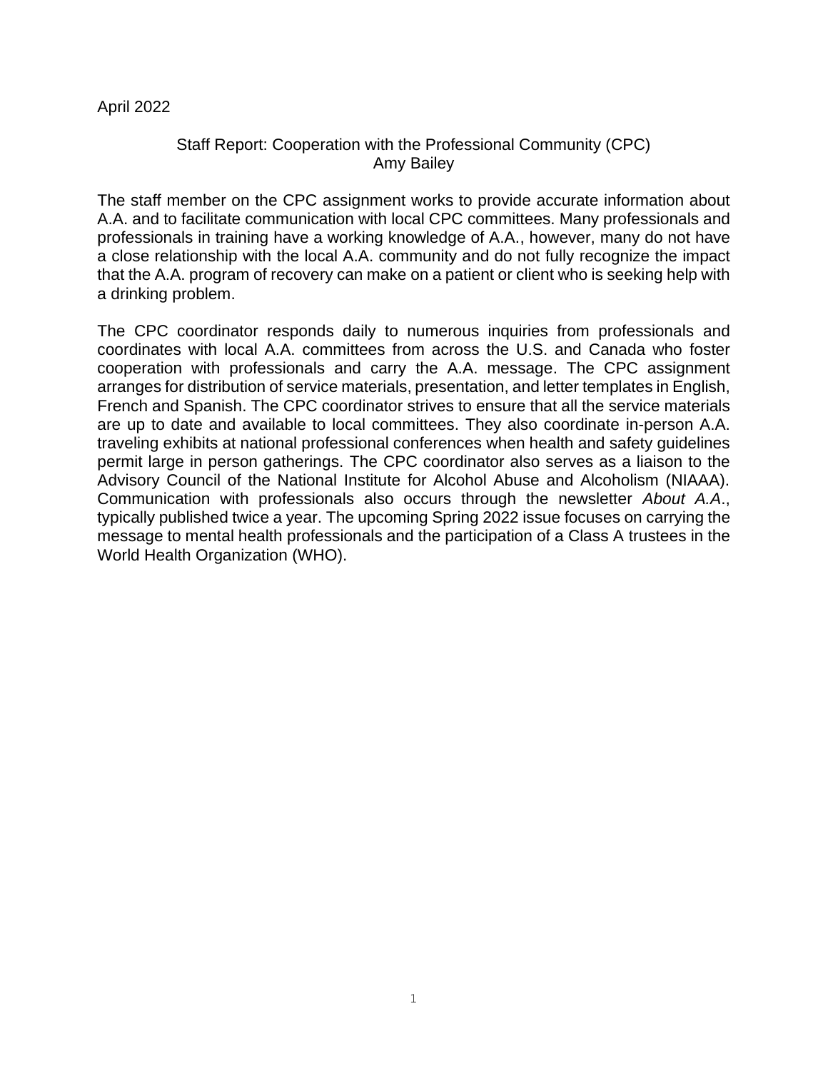April 2022

## Staff Report: Cooperation with the Professional Community (CPC)
Amy Bailey

The staff member on the CPC assignment works to provide accurate information about A.A. and to facilitate communication with local CPC committees. Many professionals and professionals in training have a working knowledge of A.A., however, many do not have a close relationship with the local A.A. community and do not fully recognize the impact that the A.A. program of recovery can make on a patient or client who is seeking help with a drinking problem.

The CPC coordinator responds daily to numerous inquiries from professionals and coordinates with local A.A. committees from across the U.S. and Canada who foster cooperation with professionals and carry the A.A. message. The CPC assignment arranges for distribution of service materials, presentation, and letter templates in English, French and Spanish. The CPC coordinator strives to ensure that all the service materials are up to date and available to local committees. They also coordinate in-person A.A. traveling exhibits at national professional conferences when health and safety guidelines permit large in person gatherings. The CPC coordinator also serves as a liaison to the Advisory Council of the National Institute for Alcohol Abuse and Alcoholism (NIAAA). Communication with professionals also occurs through the newsletter *About A.A.*, typically published twice a year. The upcoming Spring 2022 issue focuses on carrying the message to mental health professionals and the participation of a Class A trustees in the World Health Organization (WHO).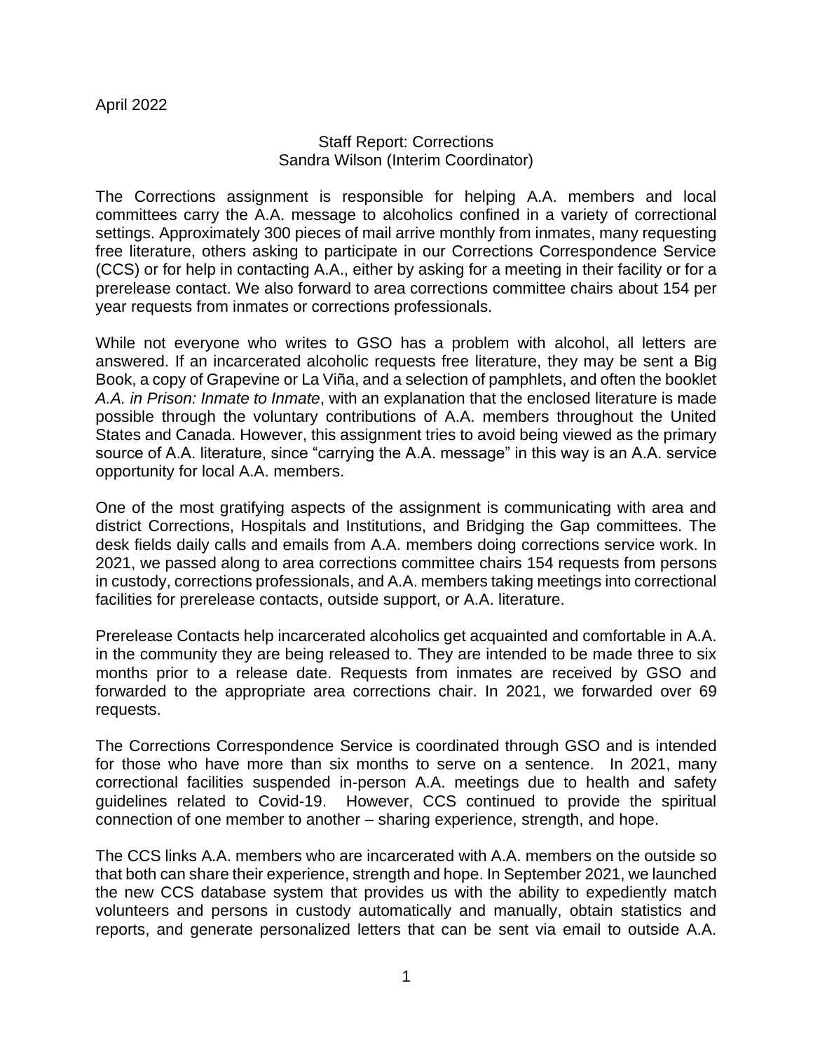April 2022

## Staff Report: Corrections
Sandra Wilson (Interim Coordinator)

The Corrections assignment is responsible for helping A.A. members and local committees carry the A.A. message to alcoholics confined in a variety of correctional settings. Approximately 300 pieces of mail arrive monthly from inmates, many requesting free literature, others asking to participate in our Corrections Correspondence Service (CCS) or for help in contacting A.A., either by asking for a meeting in their facility or for a prerelease contact. We also forward to area corrections committee chairs about 154 per year requests from inmates or corrections professionals.

While not everyone who writes to GSO has a problem with alcohol, all letters are answered. If an incarcerated alcoholic requests free literature, they may be sent a Big Book, a copy of Grapevine or La Viña, and a selection of pamphlets, and often the booklet *A.A. in Prison: Inmate to Inmate*, with an explanation that the enclosed literature is made possible through the voluntary contributions of A.A. members throughout the United States and Canada. However, this assignment tries to avoid being viewed as the primary source of A.A. literature, since "carrying the A.A. message" in this way is an A.A. service opportunity for local A.A. members.

One of the most gratifying aspects of the assignment is communicating with area and district Corrections, Hospitals and Institutions, and Bridging the Gap committees. The desk fields daily calls and emails from A.A. members doing corrections service work. In 2021, we passed along to area corrections committee chairs 154 requests from persons in custody, corrections professionals, and A.A. members taking meetings into correctional facilities for prerelease contacts, outside support, or A.A. literature.

Prerelease Contacts help incarcerated alcoholics get acquainted and comfortable in A.A. in the community they are being released to. They are intended to be made three to six months prior to a release date. Requests from inmates are received by GSO and forwarded to the appropriate area corrections chair. In 2021, we forwarded over 69 requests.

The Corrections Correspondence Service is coordinated through GSO and is intended for those who have more than six months to serve on a sentence. In 2021, many correctional facilities suspended in-person A.A. meetings due to health and safety guidelines related to Covid-19. However, CCS continued to provide the spiritual connection of one member to another – sharing experience, strength, and hope.

The CCS links A.A. members who are incarcerated with A.A. members on the outside so that both can share their experience, strength and hope. In September 2021, we launched the new CCS database system that provides us with the ability to expediently match volunteers and persons in custody automatically and manually, obtain statistics and reports, and generate personalized letters that can be sent via email to outside A.A.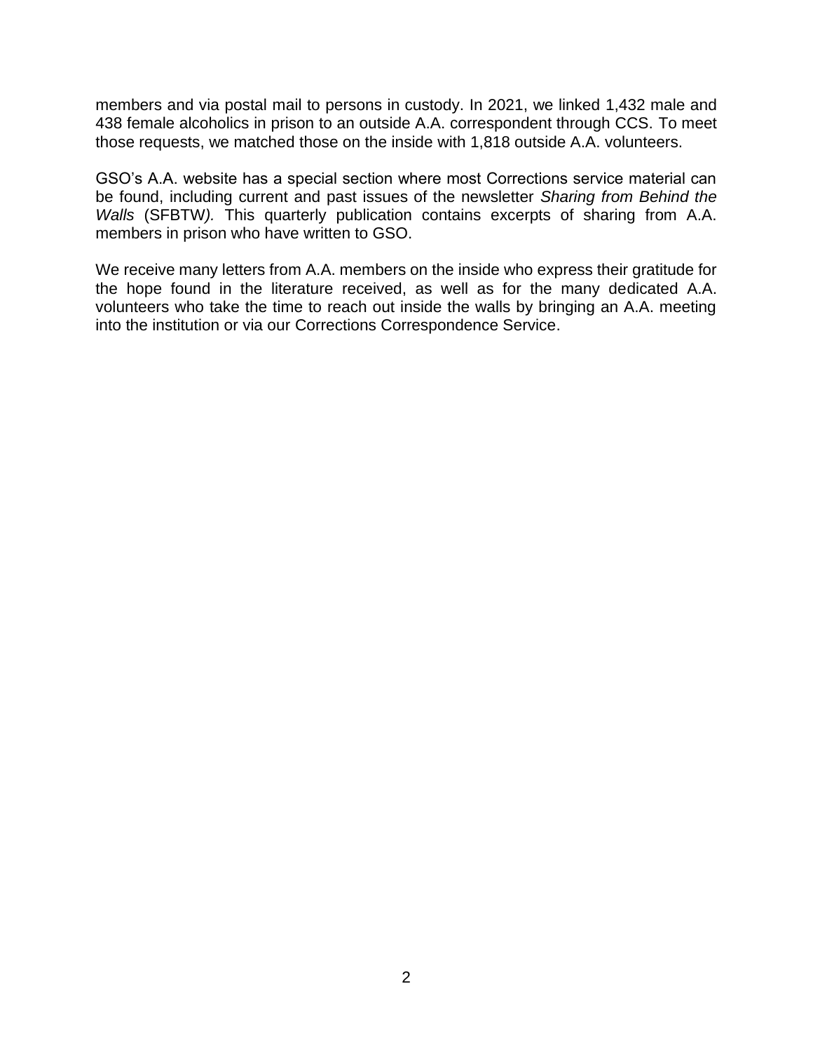members and via postal mail to persons in custody. In 2021, we linked 1,432 male and 438 female alcoholics in prison to an outside A.A. correspondent through CCS. To meet those requests, we matched those on the inside with 1,818 outside A.A. volunteers.

GSO's A.A. website has a special section where most Corrections service material can be found, including current and past issues of the newsletter *Sharing from Behind the Walls* (SFBTW*).* This quarterly publication contains excerpts of sharing from A.A. members in prison who have written to GSO.

We receive many letters from A.A. members on the inside who express their gratitude for the hope found in the literature received, as well as for the many dedicated A.A. volunteers who take the time to reach out inside the walls by bringing an A.A. meeting into the institution or via our Corrections Correspondence Service.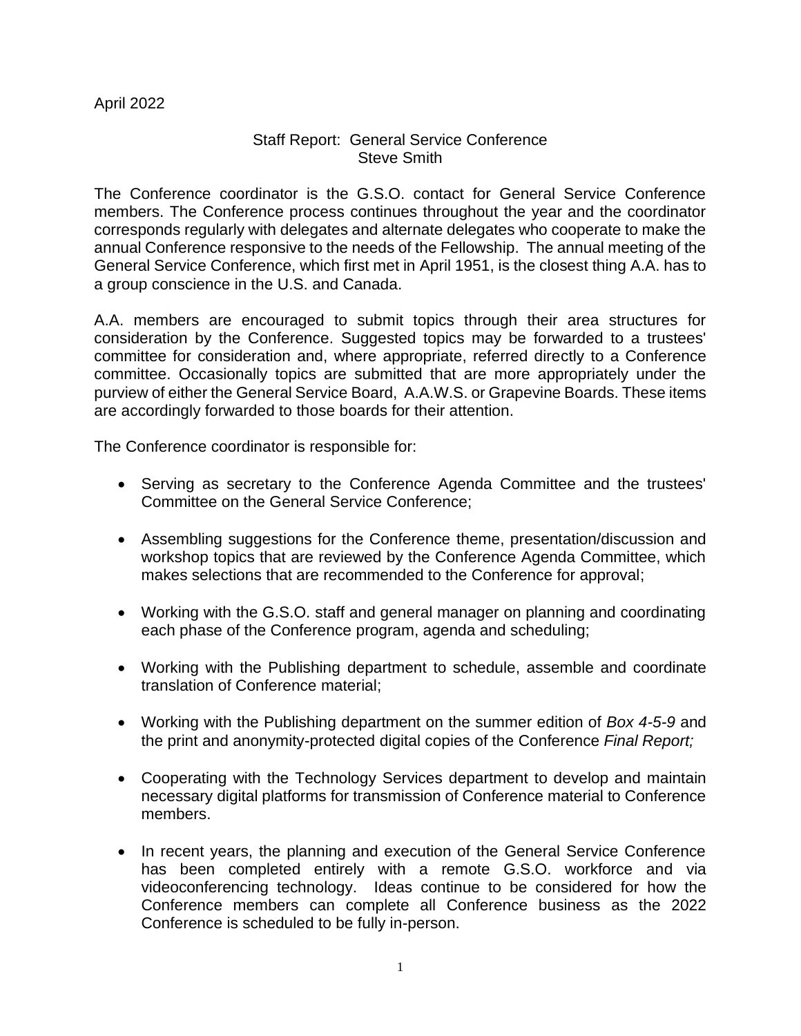April 2022

## Staff Report: General Service Conference
Steve Smith

The Conference coordinator is the G.S.O. contact for General Service Conference members. The Conference process continues throughout the year and the coordinator corresponds regularly with delegates and alternate delegates who cooperate to make the annual Conference responsive to the needs of the Fellowship. The annual meeting of the General Service Conference, which first met in April 1951, is the closest thing A.A. has to a group conscience in the U.S. and Canada.

A.A. members are encouraged to submit topics through their area structures for consideration by the Conference. Suggested topics may be forwarded to a trustees' committee for consideration and, where appropriate, referred directly to a Conference committee. Occasionally topics are submitted that are more appropriately under the purview of either the General Service Board, A.A.W.S. or Grapevine Boards. These items are accordingly forwarded to those boards for their attention.

The Conference coordinator is responsible for:

- Serving as secretary to the Conference Agenda Committee and the trustees' Committee on the General Service Conference;
- Assembling suggestions for the Conference theme, presentation/discussion and workshop topics that are reviewed by the Conference Agenda Committee, which makes selections that are recommended to the Conference for approval;
- Working with the G.S.O. staff and general manager on planning and coordinating each phase of the Conference program, agenda and scheduling;
- Working with the Publishing department to schedule, assemble and coordinate translation of Conference material;
- Working with the Publishing department on the summer edition of *Box 4-5-9* and the print and anonymity-protected digital copies of the Conference *Final Report;*
- Cooperating with the Technology Services department to develop and maintain necessary digital platforms for transmission of Conference material to Conference members.
- In recent years, the planning and execution of the General Service Conference has been completed entirely with a remote G.S.O. workforce and via videoconferencing technology. Ideas continue to be considered for how the Conference members can complete all Conference business as the 2022 Conference is scheduled to be fully in-person.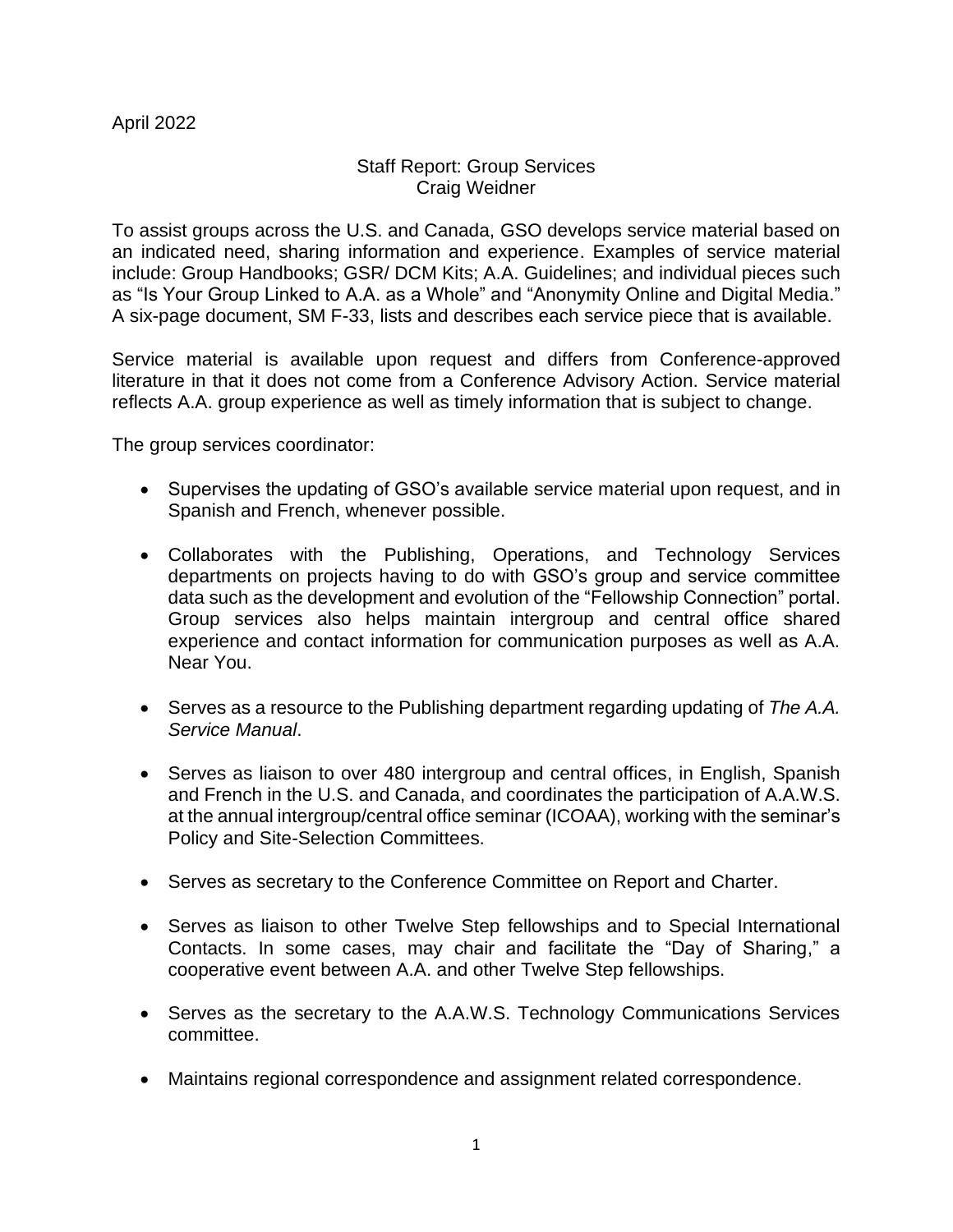April 2022

Staff Report: Group Services
Craig Weidner

To assist groups across the U.S. and Canada, GSO develops service material based on an indicated need, sharing information and experience. Examples of service material include: Group Handbooks; GSR/ DCM Kits; A.A. Guidelines; and individual pieces such as "Is Your Group Linked to A.A. as a Whole" and "Anonymity Online and Digital Media." A six-page document, SM F-33, lists and describes each service piece that is available.

Service material is available upon request and differs from Conference-approved literature in that it does not come from a Conference Advisory Action. Service material reflects A.A. group experience as well as timely information that is subject to change.

The group services coordinator:

- Supervises the updating of GSO's available service material upon request, and in Spanish and French, whenever possible.
- Collaborates with the Publishing, Operations, and Technology Services departments on projects having to do with GSO's group and service committee data such as the development and evolution of the "Fellowship Connection" portal. Group services also helps maintain intergroup and central office shared experience and contact information for communication purposes as well as A.A. Near You.
- Serves as a resource to the Publishing department regarding updating of *The A.A. Service Manual*.
- Serves as liaison to over 480 intergroup and central offices, in English, Spanish and French in the U.S. and Canada, and coordinates the participation of A.A.W.S. at the annual intergroup/central office seminar (ICOAA), working with the seminar's Policy and Site-Selection Committees.
- Serves as secretary to the Conference Committee on Report and Charter.
- Serves as liaison to other Twelve Step fellowships and to Special International Contacts. In some cases, may chair and facilitate the "Day of Sharing," a cooperative event between A.A. and other Twelve Step fellowships.
- Serves as the secretary to the A.A.W.S. Technology Communications Services committee.
- Maintains regional correspondence and assignment related correspondence.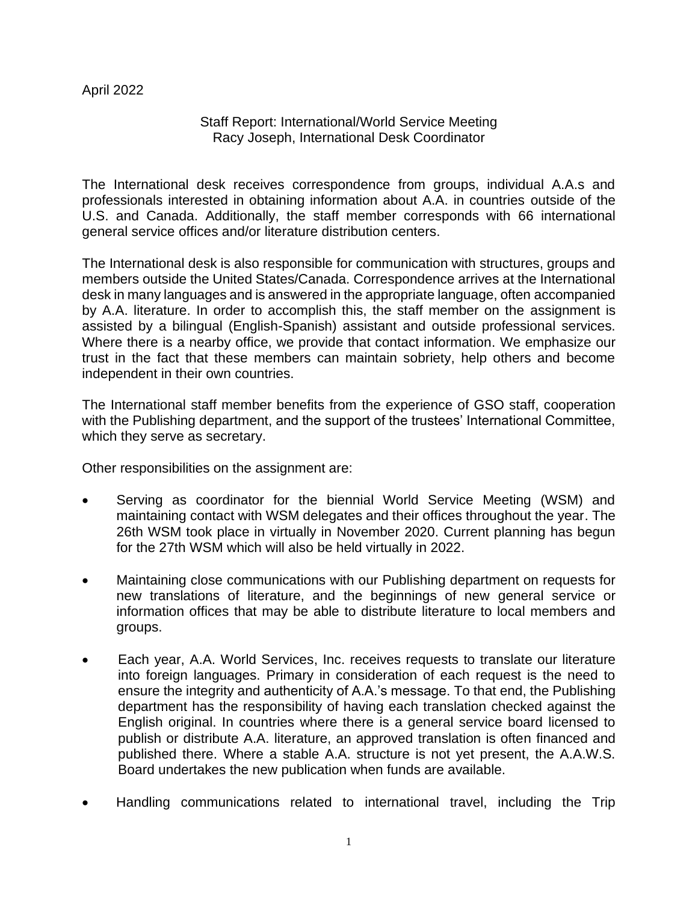April 2022

Staff Report: International/World Service Meeting
Racy Joseph, International Desk Coordinator

The International desk receives correspondence from groups, individual A.A.s and professionals interested in obtaining information about A.A. in countries outside of the U.S. and Canada. Additionally, the staff member corresponds with 66 international general service offices and/or literature distribution centers.

The International desk is also responsible for communication with structures, groups and members outside the United States/Canada. Correspondence arrives at the International desk in many languages and is answered in the appropriate language, often accompanied by A.A. literature. In order to accomplish this, the staff member on the assignment is assisted by a bilingual (English-Spanish) assistant and outside professional services. Where there is a nearby office, we provide that contact information. We emphasize our trust in the fact that these members can maintain sobriety, help others and become independent in their own countries.

The International staff member benefits from the experience of GSO staff, cooperation with the Publishing department, and the support of the trustees' International Committee, which they serve as secretary.

Other responsibilities on the assignment are:

- Serving as coordinator for the biennial World Service Meeting (WSM) and maintaining contact with WSM delegates and their offices throughout the year. The 26th WSM took place in virtually in November 2020. Current planning has begun for the 27th WSM which will also be held virtually in 2022.
- Maintaining close communications with our Publishing department on requests for new translations of literature, and the beginnings of new general service or information offices that may be able to distribute literature to local members and groups.
- Each year, A.A. World Services, Inc. receives requests to translate our literature into foreign languages. Primary in consideration of each request is the need to ensure the integrity and authenticity of A.A.'s message. To that end, the Publishing department has the responsibility of having each translation checked against the English original. In countries where there is a general service board licensed to publish or distribute A.A. literature, an approved translation is often financed and published there. Where a stable A.A. structure is not yet present, the A.A.W.S. Board undertakes the new publication when funds are available.
- Handling communications related to international travel, including the Trip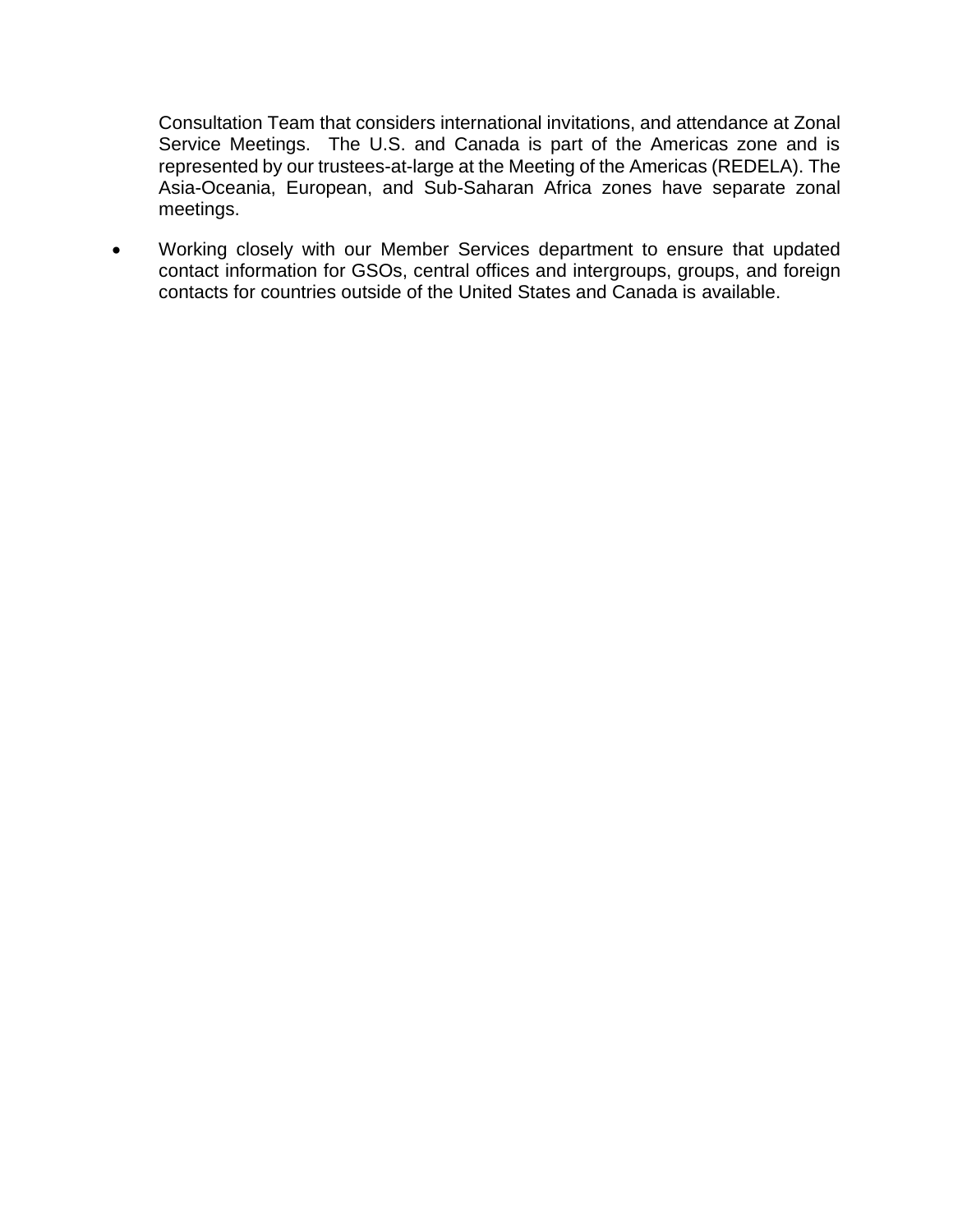Consultation Team that considers international invitations, and attendance at Zonal Service Meetings. The U.S. and Canada is part of the Americas zone and is represented by our trustees-at-large at the Meeting of the Americas (REDELA). The Asia-Oceania, European, and Sub-Saharan Africa zones have separate zonal meetings.

- Working closely with our Member Services department to ensure that updated contact information for GSOs, central offices and intergroups, groups, and foreign contacts for countries outside of the United States and Canada is available.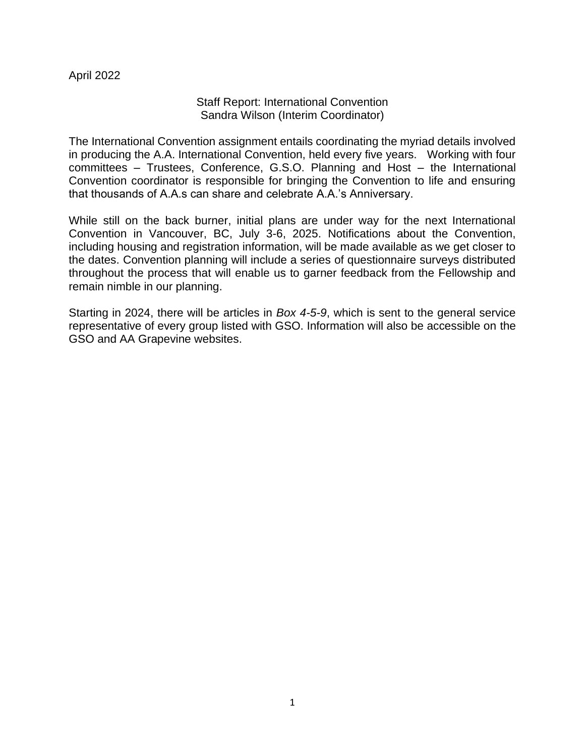April 2022

## Staff Report: International Convention
Sandra Wilson (Interim Coordinator)

The International Convention assignment entails coordinating the myriad details involved in producing the A.A. International Convention, held every five years. Working with four committees – Trustees, Conference, G.S.O. Planning and Host – the International Convention coordinator is responsible for bringing the Convention to life and ensuring that thousands of A.A.s can share and celebrate A.A.'s Anniversary.

While still on the back burner, initial plans are under way for the next International Convention in Vancouver, BC, July 3-6, 2025. Notifications about the Convention, including housing and registration information, will be made available as we get closer to the dates. Convention planning will include a series of questionnaire surveys distributed throughout the process that will enable us to garner feedback from the Fellowship and remain nimble in our planning.

Starting in 2024, there will be articles in *Box 4-5-9*, which is sent to the general service representative of every group listed with GSO. Information will also be accessible on the GSO and AA Grapevine websites.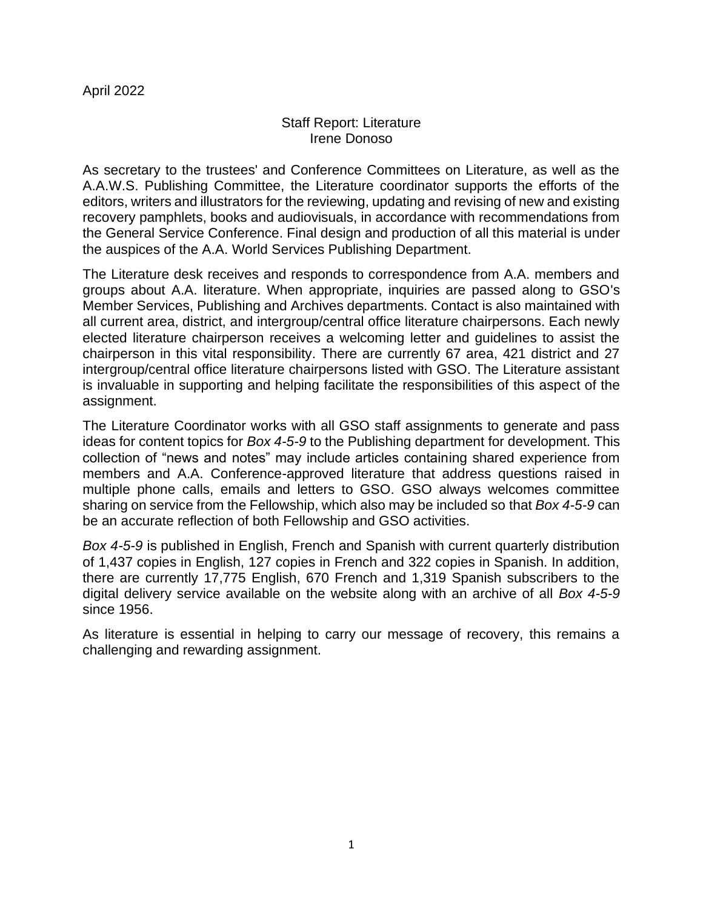April 2022

## Staff Report: Literature
Irene Donoso

As secretary to the trustees' and Conference Committees on Literature, as well as the A.A.W.S. Publishing Committee, the Literature coordinator supports the efforts of the editors, writers and illustrators for the reviewing, updating and revising of new and existing recovery pamphlets, books and audiovisuals, in accordance with recommendations from the General Service Conference. Final design and production of all this material is under the auspices of the A.A. World Services Publishing Department.

The Literature desk receives and responds to correspondence from A.A. members and groups about A.A. literature. When appropriate, inquiries are passed along to GSO's Member Services, Publishing and Archives departments. Contact is also maintained with all current area, district, and intergroup/central office literature chairpersons. Each newly elected literature chairperson receives a welcoming letter and guidelines to assist the chairperson in this vital responsibility. There are currently 67 area, 421 district and 27 intergroup/central office literature chairpersons listed with GSO. The Literature assistant is invaluable in supporting and helping facilitate the responsibilities of this aspect of the assignment.

The Literature Coordinator works with all GSO staff assignments to generate and pass ideas for content topics for *Box 4-5-9* to the Publishing department for development. This collection of "news and notes" may include articles containing shared experience from members and A.A. Conference-approved literature that address questions raised in multiple phone calls, emails and letters to GSO. GSO always welcomes committee sharing on service from the Fellowship, which also may be included so that *Box 4-5-9* can be an accurate reflection of both Fellowship and GSO activities.

*Box 4-5-9* is published in English, French and Spanish with current quarterly distribution of 1,437 copies in English, 127 copies in French and 322 copies in Spanish. In addition, there are currently 17,775 English, 670 French and 1,319 Spanish subscribers to the digital delivery service available on the website along with an archive of all *Box 4-5-9* since 1956.

As literature is essential in helping to carry our message of recovery, this remains a challenging and rewarding assignment.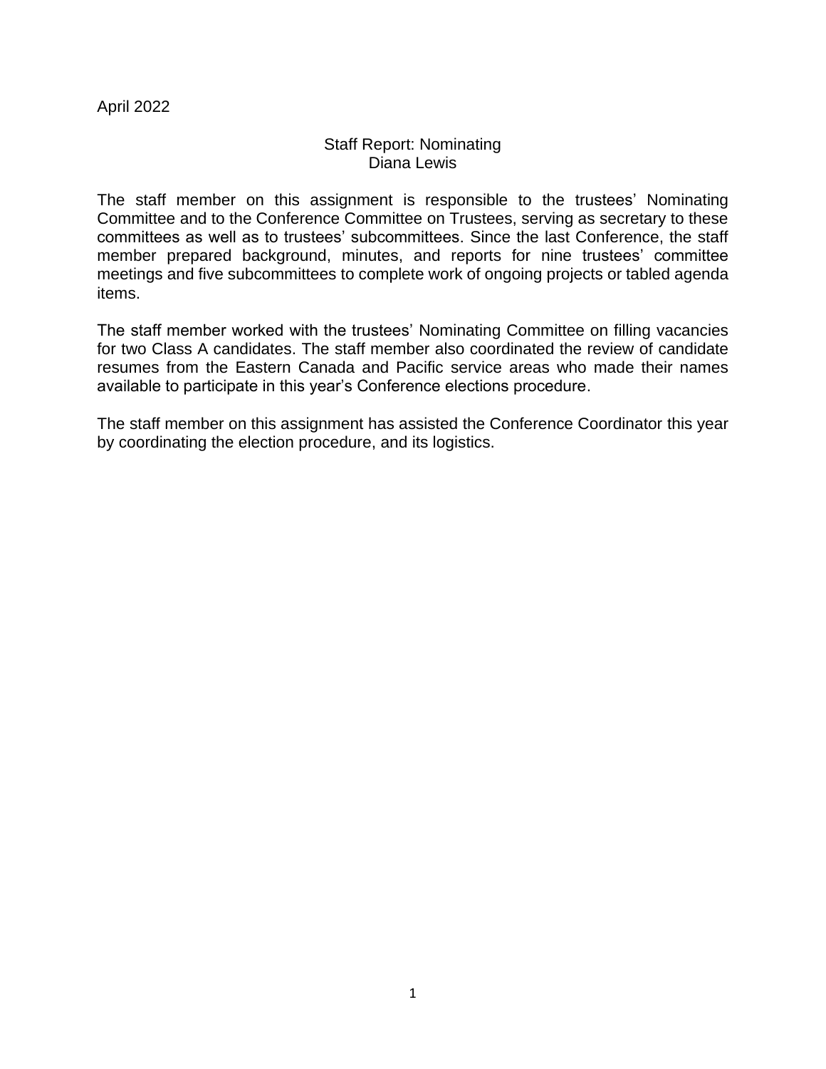April 2022

## Staff Report: Nominating
### Diana Lewis

The staff member on this assignment is responsible to the trustees' Nominating Committee and to the Conference Committee on Trustees, serving as secretary to these committees as well as to trustees' subcommittees. Since the last Conference, the staff member prepared background, minutes, and reports for nine trustees' committee meetings and five subcommittees to complete work of ongoing projects or tabled agenda items.

The staff member worked with the trustees' Nominating Committee on filling vacancies for two Class A candidates. The staff member also coordinated the review of candidate resumes from the Eastern Canada and Pacific service areas who made their names available to participate in this year's Conference elections procedure.

The staff member on this assignment has assisted the Conference Coordinator this year by coordinating the election procedure, and its logistics.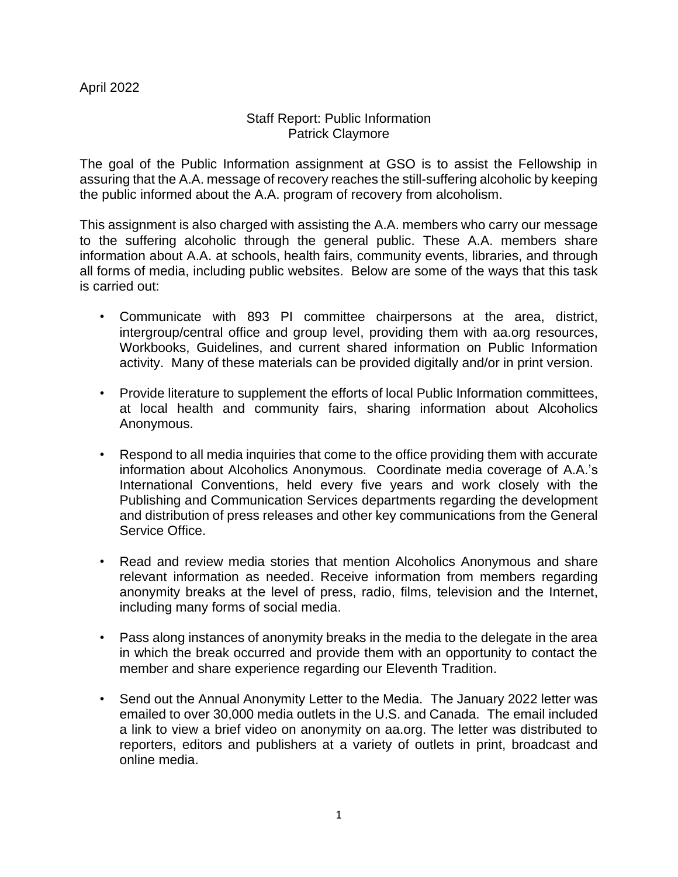April 2022

## Staff Report: Public Information
Patrick Claymore

The goal of the Public Information assignment at GSO is to assist the Fellowship in assuring that the A.A. message of recovery reaches the still-suffering alcoholic by keeping the public informed about the A.A. program of recovery from alcoholism.

This assignment is also charged with assisting the A.A. members who carry our message to the suffering alcoholic through the general public. These A.A. members share information about A.A. at schools, health fairs, community events, libraries, and through all forms of media, including public websites. Below are some of the ways that this task is carried out:

- Communicate with 893 PI committee chairpersons at the area, district, intergroup/central office and group level, providing them with aa.org resources, Workbooks, Guidelines, and current shared information on Public Information activity. Many of these materials can be provided digitally and/or in print version.
- Provide literature to supplement the efforts of local Public Information committees, at local health and community fairs, sharing information about Alcoholics Anonymous.
- Respond to all media inquiries that come to the office providing them with accurate information about Alcoholics Anonymous. Coordinate media coverage of A.A.'s International Conventions, held every five years and work closely with the Publishing and Communication Services departments regarding the development and distribution of press releases and other key communications from the General Service Office.
- Read and review media stories that mention Alcoholics Anonymous and share relevant information as needed. Receive information from members regarding anonymity breaks at the level of press, radio, films, television and the Internet, including many forms of social media.
- Pass along instances of anonymity breaks in the media to the delegate in the area in which the break occurred and provide them with an opportunity to contact the member and share experience regarding our Eleventh Tradition.
- Send out the Annual Anonymity Letter to the Media. The January 2022 letter was emailed to over 30,000 media outlets in the U.S. and Canada. The email included a link to view a brief video on anonymity on aa.org. The letter was distributed to reporters, editors and publishers at a variety of outlets in print, broadcast and online media.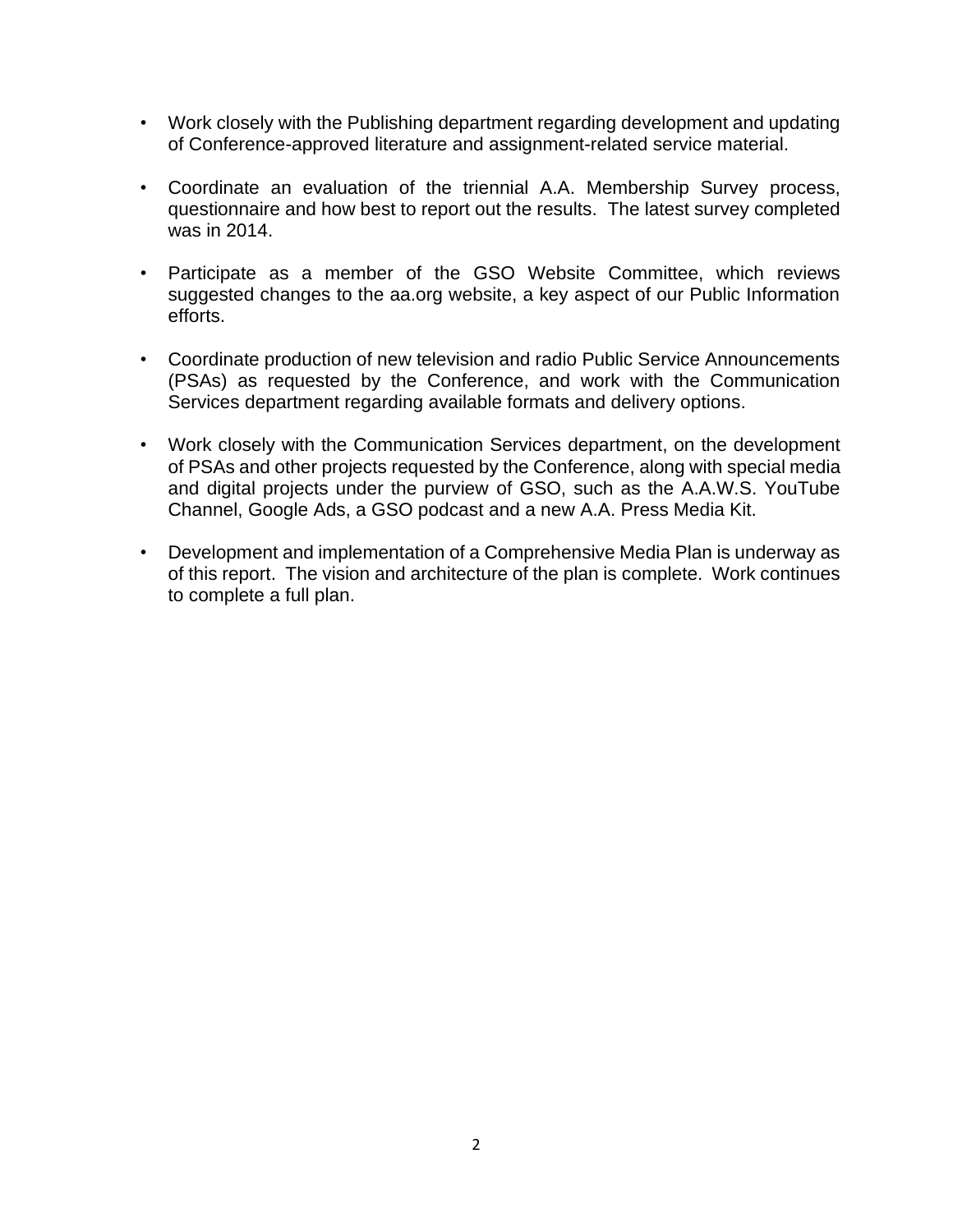- Work closely with the Publishing department regarding development and updating of Conference-approved literature and assignment-related service material.

- Coordinate an evaluation of the triennial A.A. Membership Survey process, questionnaire and how best to report out the results. The latest survey completed was in 2014.

- Participate as a member of the GSO Website Committee, which reviews suggested changes to the aa.org website, a key aspect of our Public Information efforts.

- Coordinate production of new television and radio Public Service Announcements (PSAs) as requested by the Conference, and work with the Communication Services department regarding available formats and delivery options.

- Work closely with the Communication Services department, on the development of PSAs and other projects requested by the Conference, along with special media and digital projects under the purview of GSO, such as the A.A.W.S. YouTube Channel, Google Ads, a GSO podcast and a new A.A. Press Media Kit.

- Development and implementation of a Comprehensive Media Plan is underway as of this report. The vision and architecture of the plan is complete. Work continues to complete a full plan.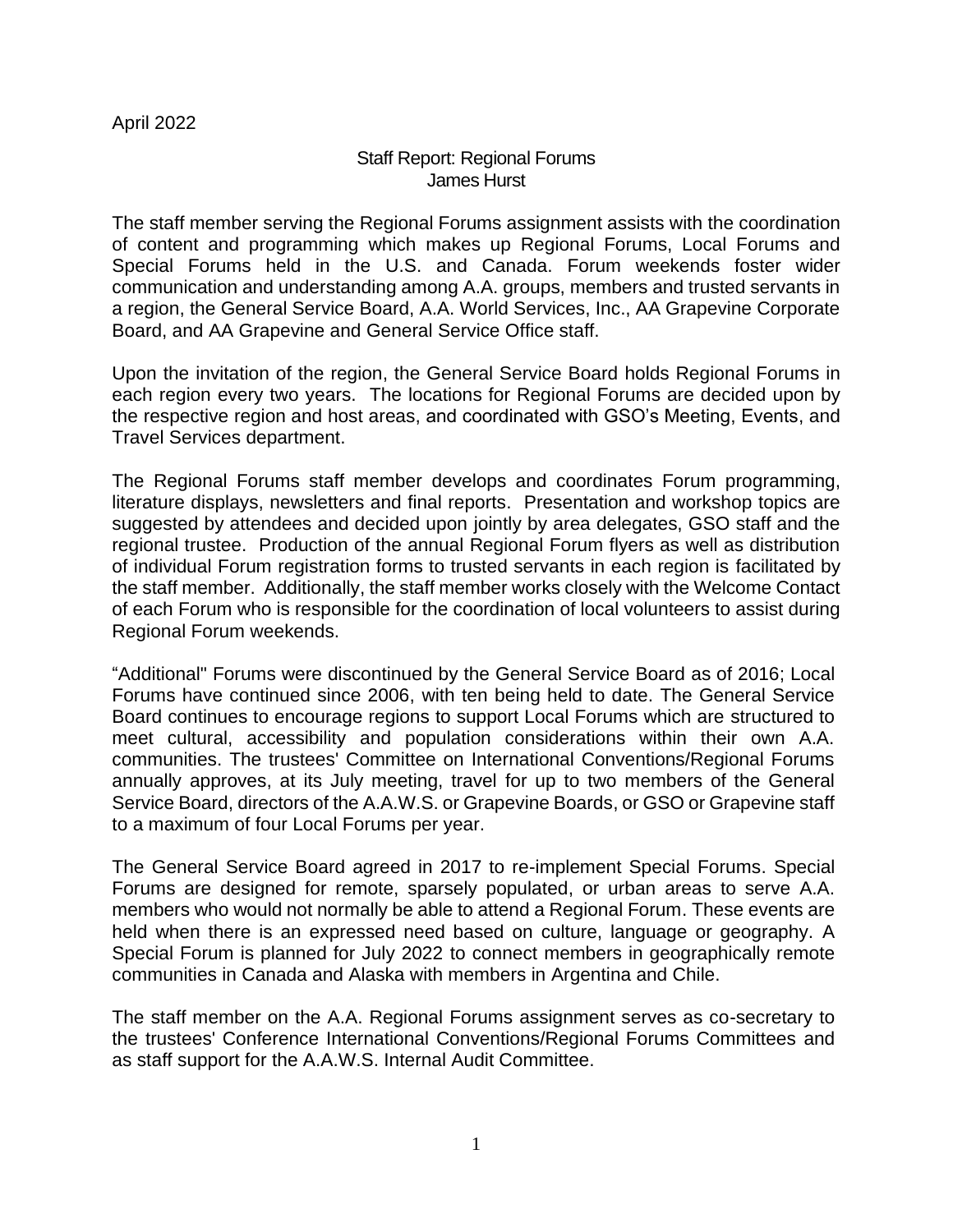April 2022

## Staff Report: Regional Forums
James Hurst

The staff member serving the Regional Forums assignment assists with the coordination of content and programming which makes up Regional Forums, Local Forums and Special Forums held in the U.S. and Canada. Forum weekends foster wider communication and understanding among A.A. groups, members and trusted servants in a region, the General Service Board, A.A. World Services, Inc., AA Grapevine Corporate Board, and AA Grapevine and General Service Office staff.

Upon the invitation of the region, the General Service Board holds Regional Forums in each region every two years. The locations for Regional Forums are decided upon by the respective region and host areas, and coordinated with GSO's Meeting, Events, and Travel Services department.

The Regional Forums staff member develops and coordinates Forum programming, literature displays, newsletters and final reports. Presentation and workshop topics are suggested by attendees and decided upon jointly by area delegates, GSO staff and the regional trustee. Production of the annual Regional Forum flyers as well as distribution of individual Forum registration forms to trusted servants in each region is facilitated by the staff member. Additionally, the staff member works closely with the Welcome Contact of each Forum who is responsible for the coordination of local volunteers to assist during Regional Forum weekends.

"Additional" Forums were discontinued by the General Service Board as of 2016; Local Forums have continued since 2006, with ten being held to date. The General Service Board continues to encourage regions to support Local Forums which are structured to meet cultural, accessibility and population considerations within their own A.A. communities. The trustees' Committee on International Conventions/Regional Forums annually approves, at its July meeting, travel for up to two members of the General Service Board, directors of the A.A.W.S. or Grapevine Boards, or GSO or Grapevine staff to a maximum of four Local Forums per year.

The General Service Board agreed in 2017 to re-implement Special Forums. Special Forums are designed for remote, sparsely populated, or urban areas to serve A.A. members who would not normally be able to attend a Regional Forum. These events are held when there is an expressed need based on culture, language or geography. A Special Forum is planned for July 2022 to connect members in geographically remote communities in Canada and Alaska with members in Argentina and Chile.

The staff member on the A.A. Regional Forums assignment serves as co-secretary to the trustees' Conference International Conventions/Regional Forums Committees and as staff support for the A.A.W.S. Internal Audit Committee.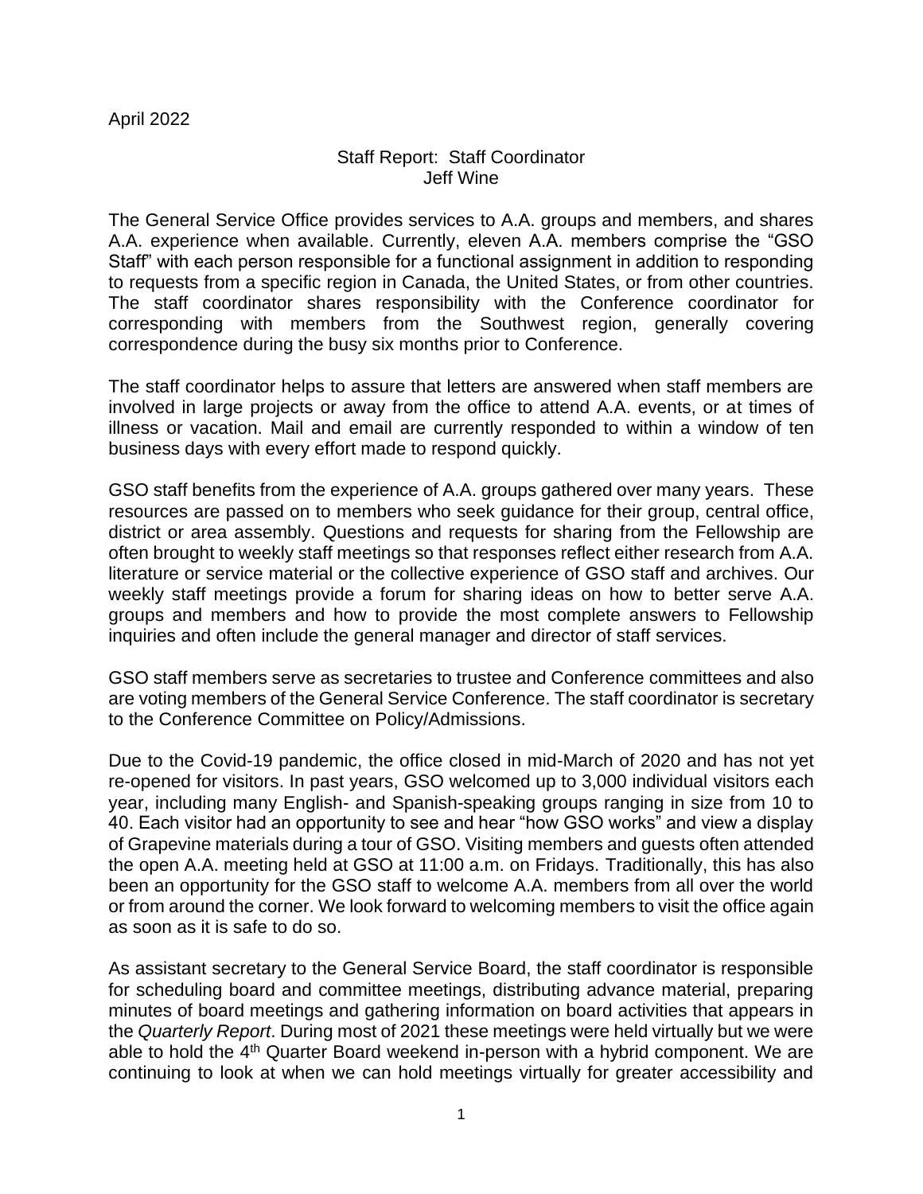April 2022

## Staff Report: Staff Coordinator
### Jeff Wine

The General Service Office provides services to A.A. groups and members, and shares A.A. experience when available. Currently, eleven A.A. members comprise the "GSO Staff" with each person responsible for a functional assignment in addition to responding to requests from a specific region in Canada, the United States, or from other countries. The staff coordinator shares responsibility with the Conference coordinator for corresponding with members from the Southwest region, generally covering correspondence during the busy six months prior to Conference.

The staff coordinator helps to assure that letters are answered when staff members are involved in large projects or away from the office to attend A.A. events, or at times of illness or vacation. Mail and email are currently responded to within a window of ten business days with every effort made to respond quickly.

GSO staff benefits from the experience of A.A. groups gathered over many years. These resources are passed on to members who seek guidance for their group, central office, district or area assembly. Questions and requests for sharing from the Fellowship are often brought to weekly staff meetings so that responses reflect either research from A.A. literature or service material or the collective experience of GSO staff and archives. Our weekly staff meetings provide a forum for sharing ideas on how to better serve A.A. groups and members and how to provide the most complete answers to Fellowship inquiries and often include the general manager and director of staff services.

GSO staff members serve as secretaries to trustee and Conference committees and also are voting members of the General Service Conference. The staff coordinator is secretary to the Conference Committee on Policy/Admissions.

Due to the Covid-19 pandemic, the office closed in mid-March of 2020 and has not yet re-opened for visitors. In past years, GSO welcomed up to 3,000 individual visitors each year, including many English- and Spanish-speaking groups ranging in size from 10 to 40. Each visitor had an opportunity to see and hear "how GSO works" and view a display of Grapevine materials during a tour of GSO. Visiting members and guests often attended the open A.A. meeting held at GSO at 11:00 a.m. on Fridays. Traditionally, this has also been an opportunity for the GSO staff to welcome A.A. members from all over the world or from around the corner. We look forward to welcoming members to visit the office again as soon as it is safe to do so.

As assistant secretary to the General Service Board, the staff coordinator is responsible for scheduling board and committee meetings, distributing advance material, preparing minutes of board meetings and gathering information on board activities that appears in the *Quarterly Report*. During most of 2021 these meetings were held virtually but we were able to hold the 4th Quarter Board weekend in-person with a hybrid component. We are continuing to look at when we can hold meetings virtually for greater accessibility and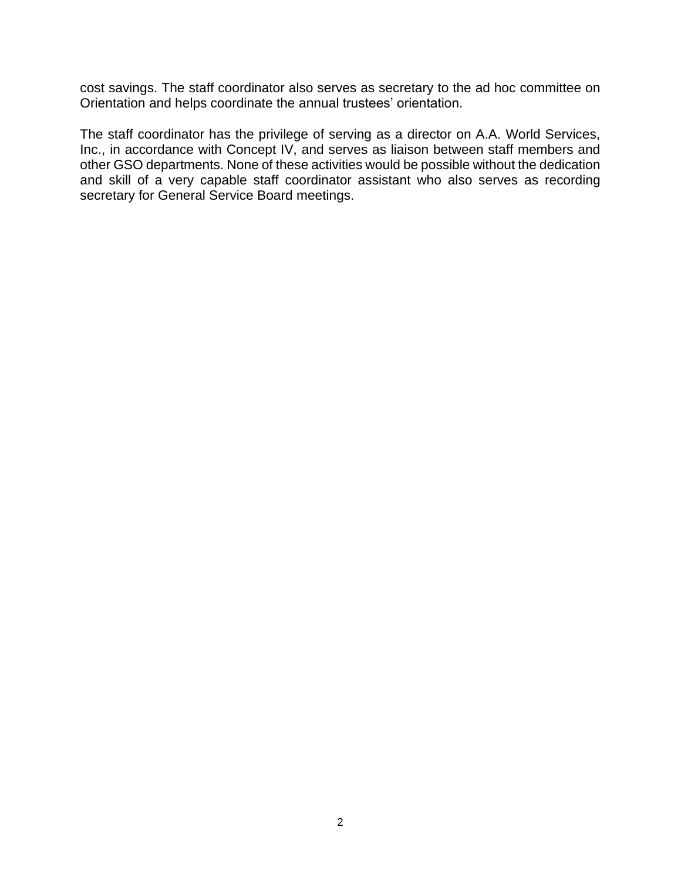cost savings. The staff coordinator also serves as secretary to the ad hoc committee on Orientation and helps coordinate the annual trustees' orientation.

The staff coordinator has the privilege of serving as a director on A.A. World Services, Inc., in accordance with Concept IV, and serves as liaison between staff members and other GSO departments. None of these activities would be possible without the dedication and skill of a very capable staff coordinator assistant who also serves as recording secretary for General Service Board meetings.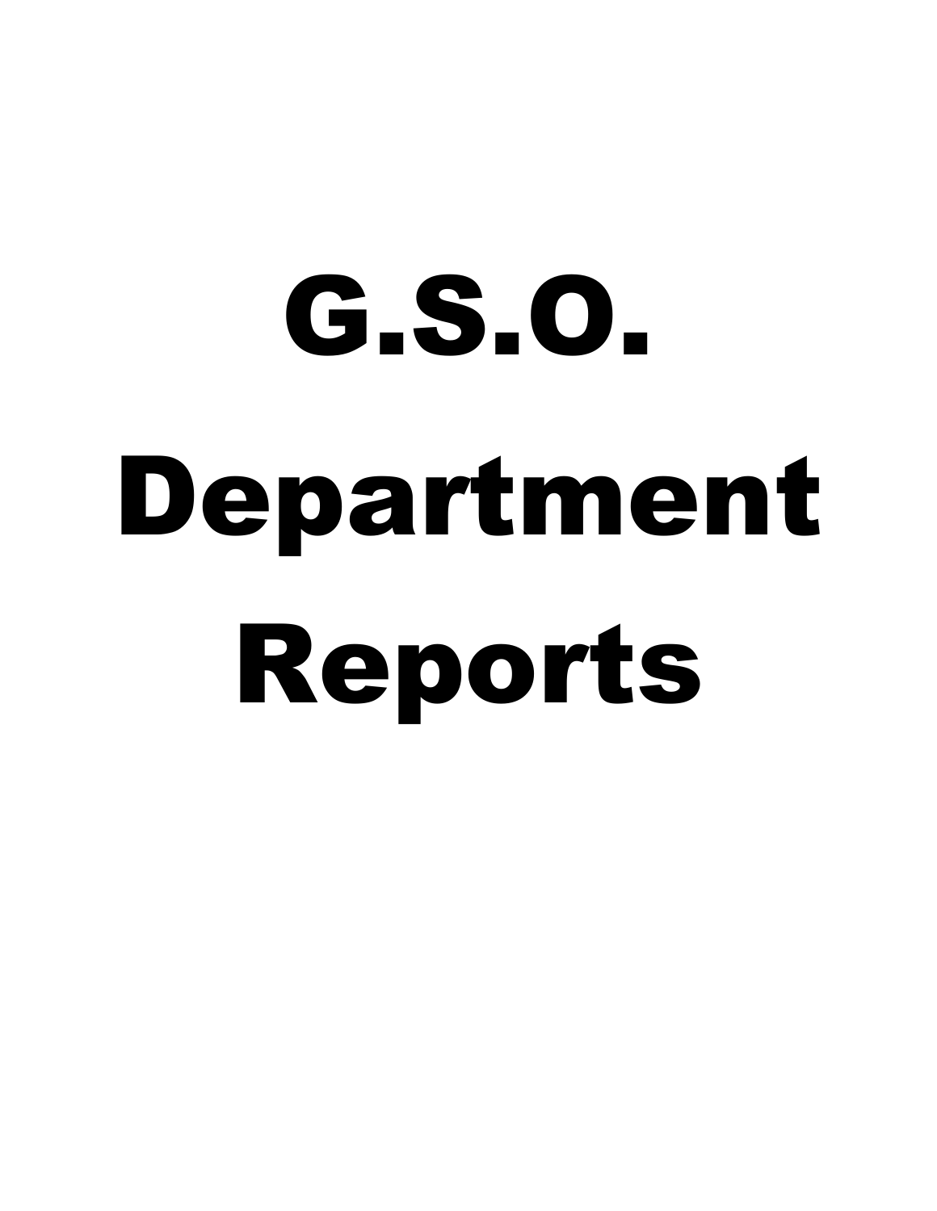# G.S.O.

# Department

# Reports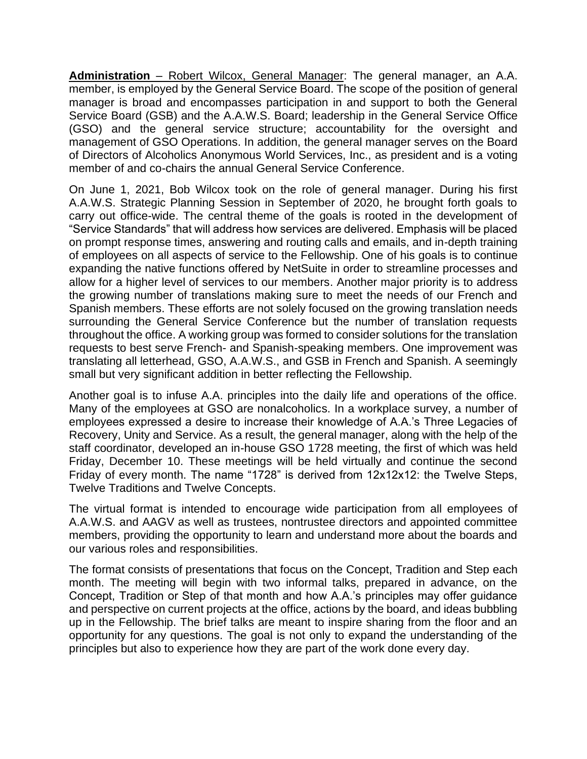**Administration** – Robert Wilcox, General Manager: The general manager, an A.A. member, is employed by the General Service Board. The scope of the position of general manager is broad and encompasses participation in and support to both the General Service Board (GSB) and the A.A.W.S. Board; leadership in the General Service Office (GSO) and the general service structure; accountability for the oversight and management of GSO Operations. In addition, the general manager serves on the Board of Directors of Alcoholics Anonymous World Services, Inc., as president and is a voting member of and co-chairs the annual General Service Conference.

On June 1, 2021, Bob Wilcox took on the role of general manager. During his first A.A.W.S. Strategic Planning Session in September of 2020, he brought forth goals to carry out office-wide. The central theme of the goals is rooted in the development of "Service Standards" that will address how services are delivered. Emphasis will be placed on prompt response times, answering and routing calls and emails, and in-depth training of employees on all aspects of service to the Fellowship. One of his goals is to continue expanding the native functions offered by NetSuite in order to streamline processes and allow for a higher level of services to our members. Another major priority is to address the growing number of translations making sure to meet the needs of our French and Spanish members. These efforts are not solely focused on the growing translation needs surrounding the General Service Conference but the number of translation requests throughout the office. A working group was formed to consider solutions for the translation requests to best serve French- and Spanish-speaking members. One improvement was translating all letterhead, GSO, A.A.W.S., and GSB in French and Spanish. A seemingly small but very significant addition in better reflecting the Fellowship.

Another goal is to infuse A.A. principles into the daily life and operations of the office. Many of the employees at GSO are nonalcoholics. In a workplace survey, a number of employees expressed a desire to increase their knowledge of A.A.'s Three Legacies of Recovery, Unity and Service. As a result, the general manager, along with the help of the staff coordinator, developed an in-house GSO 1728 meeting, the first of which was held Friday, December 10. These meetings will be held virtually and continue the second Friday of every month. The name "1728" is derived from 12x12x12: the Twelve Steps, Twelve Traditions and Twelve Concepts.

The virtual format is intended to encourage wide participation from all employees of A.A.W.S. and AAGV as well as trustees, nontrustee directors and appointed committee members, providing the opportunity to learn and understand more about the boards and our various roles and responsibilities.

The format consists of presentations that focus on the Concept, Tradition and Step each month. The meeting will begin with two informal talks, prepared in advance, on the Concept, Tradition or Step of that month and how A.A.'s principles may offer guidance and perspective on current projects at the office, actions by the board, and ideas bubbling up in the Fellowship. The brief talks are meant to inspire sharing from the floor and an opportunity for any questions. The goal is not only to expand the understanding of the principles but also to experience how they are part of the work done every day.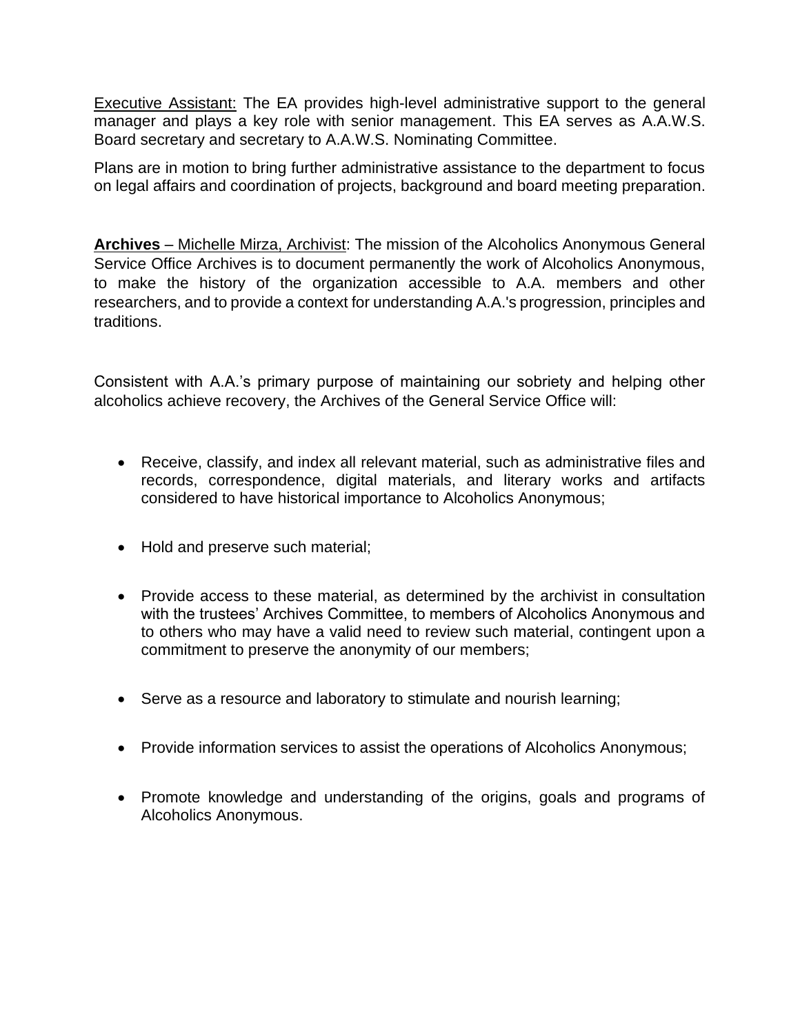Executive Assistant: The EA provides high-level administrative support to the general manager and plays a key role with senior management. This EA serves as A.A.W.S. Board secretary and secretary to A.A.W.S. Nominating Committee.

Plans are in motion to bring further administrative assistance to the department to focus on legal affairs and coordination of projects, background and board meeting preparation.

**Archives** – Michelle Mirza, Archivist: The mission of the Alcoholics Anonymous General Service Office Archives is to document permanently the work of Alcoholics Anonymous, to make the history of the organization accessible to A.A. members and other researchers, and to provide a context for understanding A.A.'s progression, principles and traditions.

Consistent with A.A.'s primary purpose of maintaining our sobriety and helping other alcoholics achieve recovery, the Archives of the General Service Office will:

- Receive, classify, and index all relevant material, such as administrative files and records, correspondence, digital materials, and literary works and artifacts considered to have historical importance to Alcoholics Anonymous;
- Hold and preserve such material;
- Provide access to these material, as determined by the archivist in consultation with the trustees' Archives Committee, to members of Alcoholics Anonymous and to others who may have a valid need to review such material, contingent upon a commitment to preserve the anonymity of our members;
- Serve as a resource and laboratory to stimulate and nourish learning;
- Provide information services to assist the operations of Alcoholics Anonymous;
- Promote knowledge and understanding of the origins, goals and programs of Alcoholics Anonymous.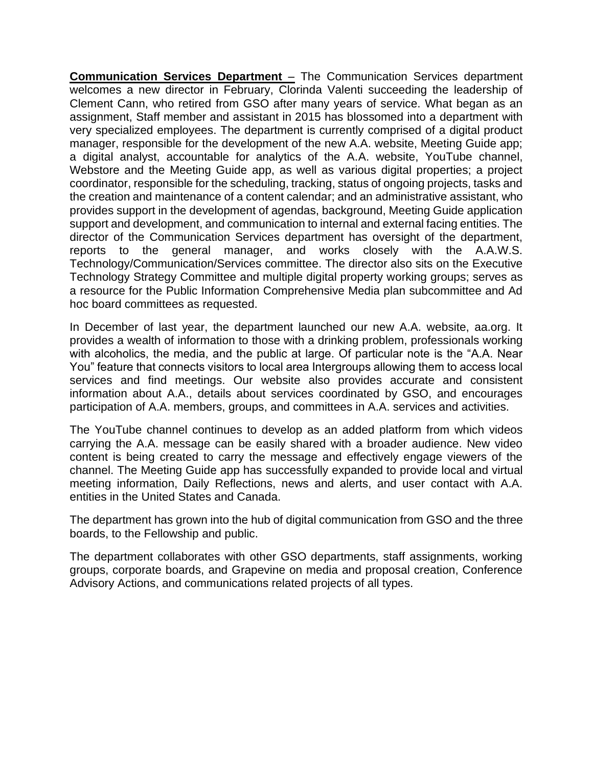**Communication Services Department** – The Communication Services department welcomes a new director in February, Clorinda Valenti succeeding the leadership of Clement Cann, who retired from GSO after many years of service. What began as an assignment, Staff member and assistant in 2015 has blossomed into a department with very specialized employees. The department is currently comprised of a digital product manager, responsible for the development of the new A.A. website, Meeting Guide app; a digital analyst, accountable for analytics of the A.A. website, YouTube channel, Webstore and the Meeting Guide app, as well as various digital properties; a project coordinator, responsible for the scheduling, tracking, status of ongoing projects, tasks and the creation and maintenance of a content calendar; and an administrative assistant, who provides support in the development of agendas, background, Meeting Guide application support and development, and communication to internal and external facing entities. The director of the Communication Services department has oversight of the department, reports to the general manager, and works closely with the A.A.W.S. Technology/Communication/Services committee. The director also sits on the Executive Technology Strategy Committee and multiple digital property working groups; serves as a resource for the Public Information Comprehensive Media plan subcommittee and Ad hoc board committees as requested.

In December of last year, the department launched our new A.A. website, aa.org. It provides a wealth of information to those with a drinking problem, professionals working with alcoholics, the media, and the public at large. Of particular note is the "A.A. Near You" feature that connects visitors to local area Intergroups allowing them to access local services and find meetings. Our website also provides accurate and consistent information about A.A., details about services coordinated by GSO, and encourages participation of A.A. members, groups, and committees in A.A. services and activities.

The YouTube channel continues to develop as an added platform from which videos carrying the A.A. message can be easily shared with a broader audience. New video content is being created to carry the message and effectively engage viewers of the channel. The Meeting Guide app has successfully expanded to provide local and virtual meeting information, Daily Reflections, news and alerts, and user contact with A.A. entities in the United States and Canada.

The department has grown into the hub of digital communication from GSO and the three boards, to the Fellowship and public.

The department collaborates with other GSO departments, staff assignments, working groups, corporate boards, and Grapevine on media and proposal creation, Conference Advisory Actions, and communications related projects of all types.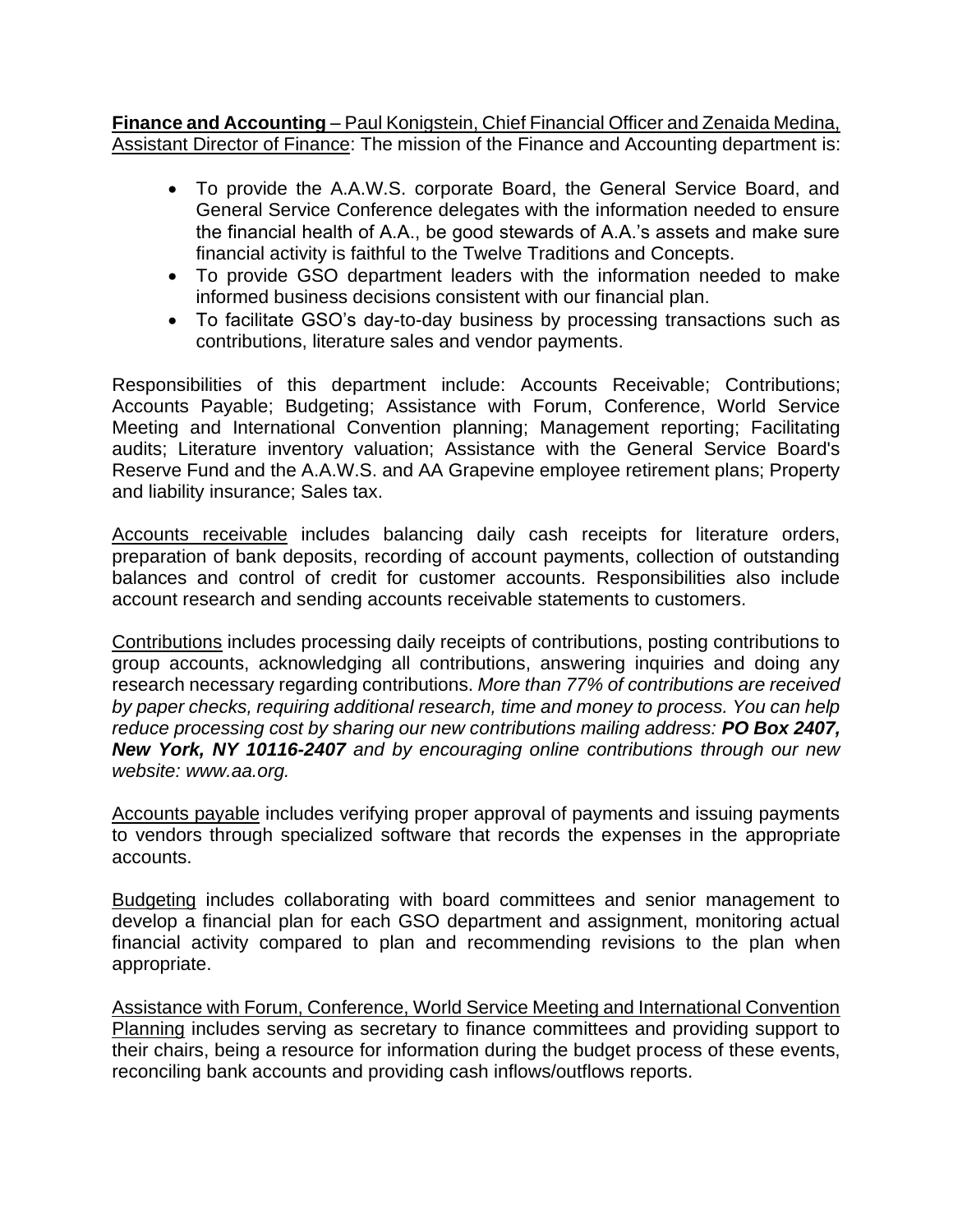**Finance and Accounting** – Paul Konigstein, Chief Financial Officer and Zenaida Medina, Assistant Director of Finance: The mission of the Finance and Accounting department is:

- To provide the A.A.W.S. corporate Board, the General Service Board, and General Service Conference delegates with the information needed to ensure the financial health of A.A., be good stewards of A.A.'s assets and make sure financial activity is faithful to the Twelve Traditions and Concepts.
- To provide GSO department leaders with the information needed to make informed business decisions consistent with our financial plan.
- To facilitate GSO's day-to-day business by processing transactions such as contributions, literature sales and vendor payments.

Responsibilities of this department include: Accounts Receivable; Contributions; Accounts Payable; Budgeting; Assistance with Forum, Conference, World Service Meeting and International Convention planning; Management reporting; Facilitating audits; Literature inventory valuation; Assistance with the General Service Board's Reserve Fund and the A.A.W.S. and AA Grapevine employee retirement plans; Property and liability insurance; Sales tax.

Accounts receivable includes balancing daily cash receipts for literature orders, preparation of bank deposits, recording of account payments, collection of outstanding balances and control of credit for customer accounts. Responsibilities also include account research and sending accounts receivable statements to customers.

Contributions includes processing daily receipts of contributions, posting contributions to group accounts, acknowledging all contributions, answering inquiries and doing any research necessary regarding contributions. *More than 77% of contributions are received by paper checks, requiring additional research, time and money to process. You can help reduce processing cost by sharing our new contributions mailing address:* ***PO Box 2407, New York, NY 10116-2407*** *and by encouraging online contributions through our new website: www.aa.org.*

Accounts payable includes verifying proper approval of payments and issuing payments to vendors through specialized software that records the expenses in the appropriate accounts.

Budgeting includes collaborating with board committees and senior management to develop a financial plan for each GSO department and assignment, monitoring actual financial activity compared to plan and recommending revisions to the plan when appropriate.

Assistance with Forum, Conference, World Service Meeting and International Convention Planning includes serving as secretary to finance committees and providing support to their chairs, being a resource for information during the budget process of these events, reconciling bank accounts and providing cash inflows/outflows reports.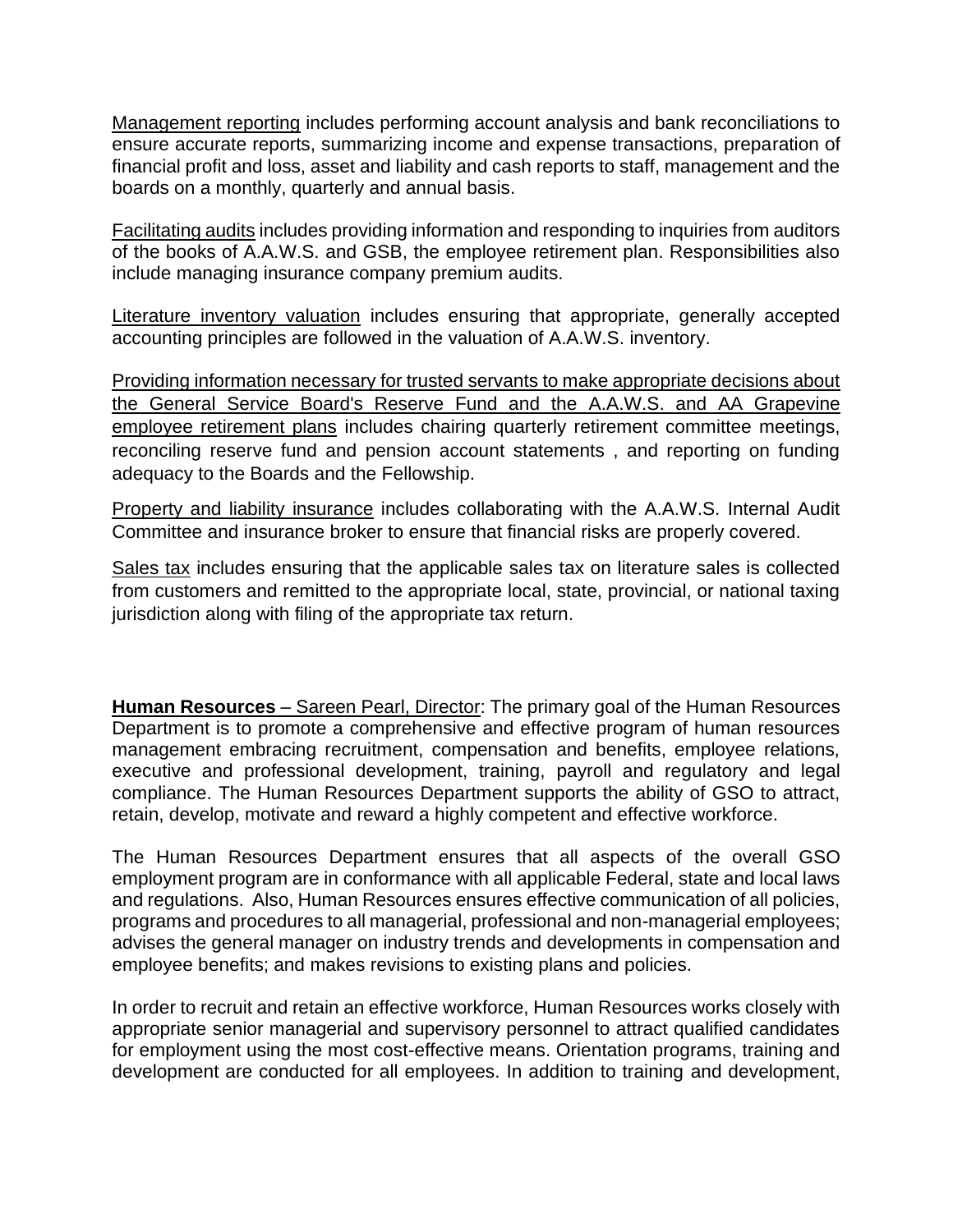Management reporting includes performing account analysis and bank reconciliations to ensure accurate reports, summarizing income and expense transactions, preparation of financial profit and loss, asset and liability and cash reports to staff, management and the boards on a monthly, quarterly and annual basis.

Facilitating audits includes providing information and responding to inquiries from auditors of the books of A.A.W.S. and GSB, the employee retirement plan. Responsibilities also include managing insurance company premium audits.

Literature inventory valuation includes ensuring that appropriate, generally accepted accounting principles are followed in the valuation of A.A.W.S. inventory.

Providing information necessary for trusted servants to make appropriate decisions about the General Service Board's Reserve Fund and the A.A.W.S. and AA Grapevine employee retirement plans includes chairing quarterly retirement committee meetings, reconciling reserve fund and pension account statements , and reporting on funding adequacy to the Boards and the Fellowship.

Property and liability insurance includes collaborating with the A.A.W.S. Internal Audit Committee and insurance broker to ensure that financial risks are properly covered.

Sales tax includes ensuring that the applicable sales tax on literature sales is collected from customers and remitted to the appropriate local, state, provincial, or national taxing jurisdiction along with filing of the appropriate tax return.

**Human Resources** – Sareen Pearl, Director: The primary goal of the Human Resources Department is to promote a comprehensive and effective program of human resources management embracing recruitment, compensation and benefits, employee relations, executive and professional development, training, payroll and regulatory and legal compliance. The Human Resources Department supports the ability of GSO to attract, retain, develop, motivate and reward a highly competent and effective workforce.

The Human Resources Department ensures that all aspects of the overall GSO employment program are in conformance with all applicable Federal, state and local laws and regulations. Also, Human Resources ensures effective communication of all policies, programs and procedures to all managerial, professional and non-managerial employees; advises the general manager on industry trends and developments in compensation and employee benefits; and makes revisions to existing plans and policies.

In order to recruit and retain an effective workforce, Human Resources works closely with appropriate senior managerial and supervisory personnel to attract qualified candidates for employment using the most cost-effective means. Orientation programs, training and development are conducted for all employees. In addition to training and development,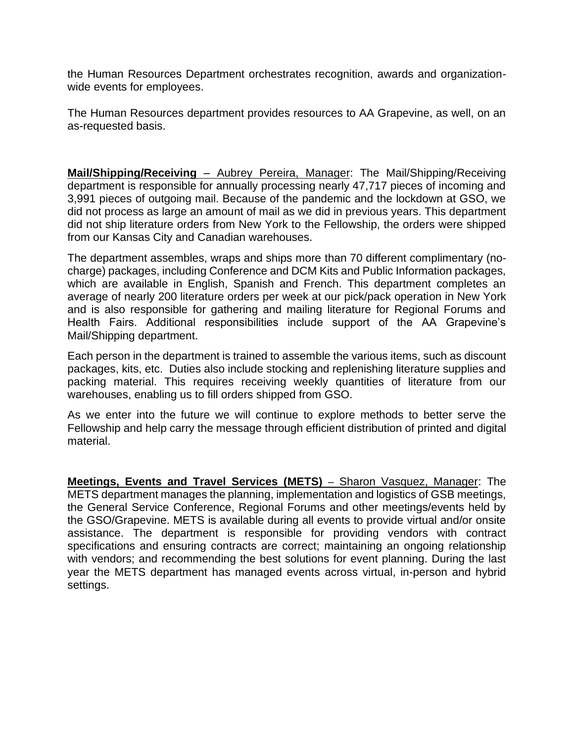the Human Resources Department orchestrates recognition, awards and organization-wide events for employees.

The Human Resources department provides resources to AA Grapevine, as well, on an as-requested basis.

**Mail/Shipping/Receiving** – Aubrey Pereira, Manager: The Mail/Shipping/Receiving department is responsible for annually processing nearly 47,717 pieces of incoming and 3,991 pieces of outgoing mail. Because of the pandemic and the lockdown at GSO, we did not process as large an amount of mail as we did in previous years. This department did not ship literature orders from New York to the Fellowship, the orders were shipped from our Kansas City and Canadian warehouses.

The department assembles, wraps and ships more than 70 different complimentary (no-charge) packages, including Conference and DCM Kits and Public Information packages, which are available in English, Spanish and French. This department completes an average of nearly 200 literature orders per week at our pick/pack operation in New York and is also responsible for gathering and mailing literature for Regional Forums and Health Fairs. Additional responsibilities include support of the AA Grapevine's Mail/Shipping department.

Each person in the department is trained to assemble the various items, such as discount packages, kits, etc. Duties also include stocking and replenishing literature supplies and packing material. This requires receiving weekly quantities of literature from our warehouses, enabling us to fill orders shipped from GSO.

As we enter into the future we will continue to explore methods to better serve the Fellowship and help carry the message through efficient distribution of printed and digital material.

**Meetings, Events and Travel Services (METS)** – Sharon Vasquez, Manager: The METS department manages the planning, implementation and logistics of GSB meetings, the General Service Conference, Regional Forums and other meetings/events held by the GSO/Grapevine. METS is available during all events to provide virtual and/or onsite assistance. The department is responsible for providing vendors with contract specifications and ensuring contracts are correct; maintaining an ongoing relationship with vendors; and recommending the best solutions for event planning. During the last year the METS department has managed events across virtual, in-person and hybrid settings.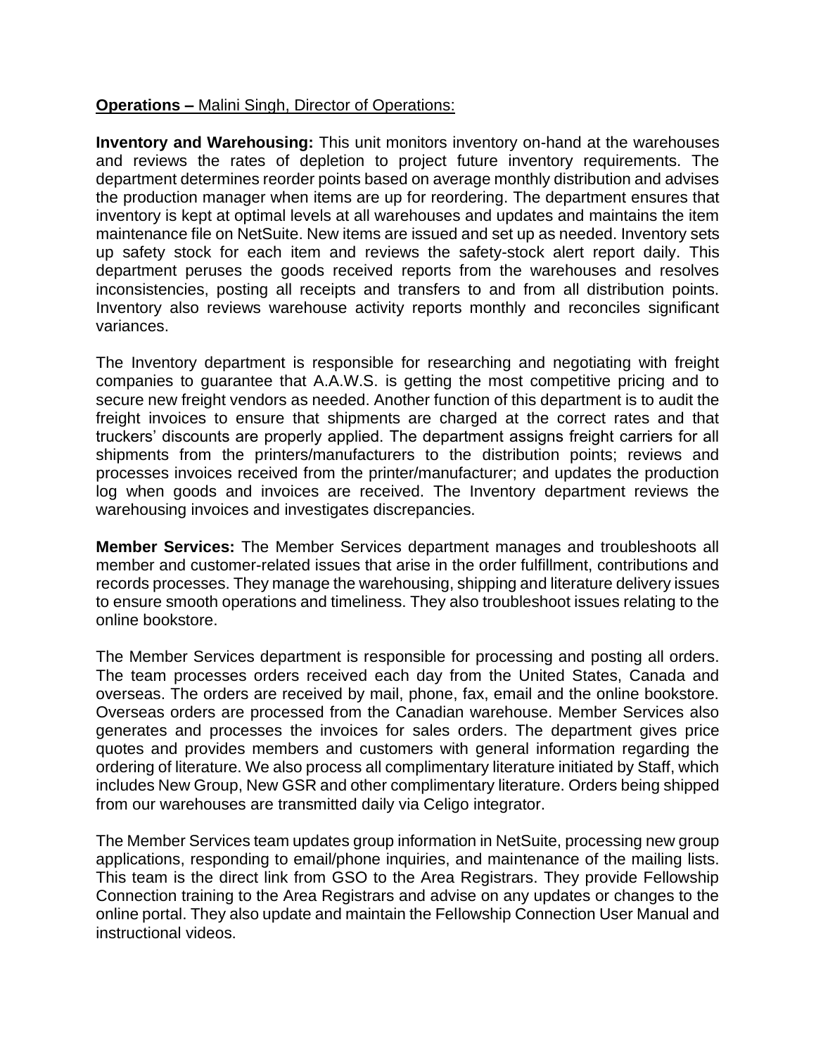**Operations –** Malini Singh, Director of Operations:

**Inventory and Warehousing:** This unit monitors inventory on-hand at the warehouses and reviews the rates of depletion to project future inventory requirements. The department determines reorder points based on average monthly distribution and advises the production manager when items are up for reordering. The department ensures that inventory is kept at optimal levels at all warehouses and updates and maintains the item maintenance file on NetSuite. New items are issued and set up as needed. Inventory sets up safety stock for each item and reviews the safety-stock alert report daily. This department peruses the goods received reports from the warehouses and resolves inconsistencies, posting all receipts and transfers to and from all distribution points. Inventory also reviews warehouse activity reports monthly and reconciles significant variances.

The Inventory department is responsible for researching and negotiating with freight companies to guarantee that A.A.W.S. is getting the most competitive pricing and to secure new freight vendors as needed. Another function of this department is to audit the freight invoices to ensure that shipments are charged at the correct rates and that truckers' discounts are properly applied. The department assigns freight carriers for all shipments from the printers/manufacturers to the distribution points; reviews and processes invoices received from the printer/manufacturer; and updates the production log when goods and invoices are received. The Inventory department reviews the warehousing invoices and investigates discrepancies.

**Member Services:** The Member Services department manages and troubleshoots all member and customer-related issues that arise in the order fulfillment, contributions and records processes. They manage the warehousing, shipping and literature delivery issues to ensure smooth operations and timeliness. They also troubleshoot issues relating to the online bookstore.

The Member Services department is responsible for processing and posting all orders. The team processes orders received each day from the United States, Canada and overseas. The orders are received by mail, phone, fax, email and the online bookstore. Overseas orders are processed from the Canadian warehouse. Member Services also generates and processes the invoices for sales orders. The department gives price quotes and provides members and customers with general information regarding the ordering of literature. We also process all complimentary literature initiated by Staff, which includes New Group, New GSR and other complimentary literature. Orders being shipped from our warehouses are transmitted daily via Celigo integrator.

The Member Services team updates group information in NetSuite, processing new group applications, responding to email/phone inquiries, and maintenance of the mailing lists. This team is the direct link from GSO to the Area Registrars. They provide Fellowship Connection training to the Area Registrars and advise on any updates or changes to the online portal. They also update and maintain the Fellowship Connection User Manual and instructional videos.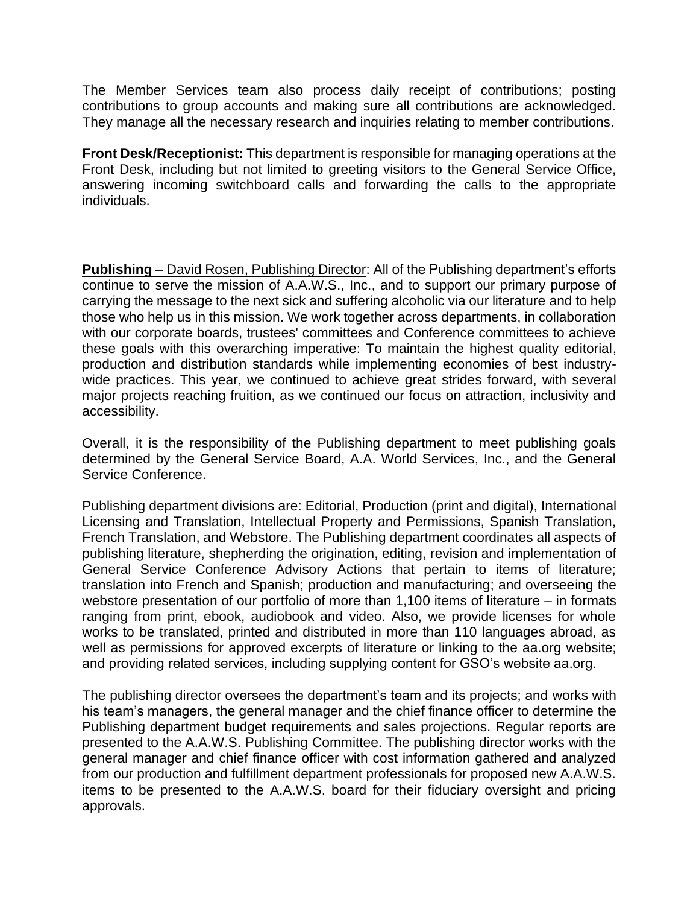The Member Services team also process daily receipt of contributions; posting contributions to group accounts and making sure all contributions are acknowledged. They manage all the necessary research and inquiries relating to member contributions.

**Front Desk/Receptionist:** This department is responsible for managing operations at the Front Desk, including but not limited to greeting visitors to the General Service Office, answering incoming switchboard calls and forwarding the calls to the appropriate individuals.

**Publishing** – David Rosen, Publishing Director: All of the Publishing department's efforts continue to serve the mission of A.A.W.S., Inc., and to support our primary purpose of carrying the message to the next sick and suffering alcoholic via our literature and to help those who help us in this mission. We work together across departments, in collaboration with our corporate boards, trustees' committees and Conference committees to achieve these goals with this overarching imperative: To maintain the highest quality editorial, production and distribution standards while implementing economies of best industry-wide practices. This year, we continued to achieve great strides forward, with several major projects reaching fruition, as we continued our focus on attraction, inclusivity and accessibility.

Overall, it is the responsibility of the Publishing department to meet publishing goals determined by the General Service Board, A.A. World Services, Inc., and the General Service Conference.

Publishing department divisions are: Editorial, Production (print and digital), International Licensing and Translation, Intellectual Property and Permissions, Spanish Translation, French Translation, and Webstore. The Publishing department coordinates all aspects of publishing literature, shepherding the origination, editing, revision and implementation of General Service Conference Advisory Actions that pertain to items of literature; translation into French and Spanish; production and manufacturing; and overseeing the webstore presentation of our portfolio of more than 1,100 items of literature – in formats ranging from print, ebook, audiobook and video. Also, we provide licenses for whole works to be translated, printed and distributed in more than 110 languages abroad, as well as permissions for approved excerpts of literature or linking to the aa.org website; and providing related services, including supplying content for GSO's website aa.org.

The publishing director oversees the department's team and its projects; and works with his team's managers, the general manager and the chief finance officer to determine the Publishing department budget requirements and sales projections. Regular reports are presented to the A.A.W.S. Publishing Committee. The publishing director works with the general manager and chief finance officer with cost information gathered and analyzed from our production and fulfillment department professionals for proposed new A.A.W.S. items to be presented to the A.A.W.S. board for their fiduciary oversight and pricing approvals.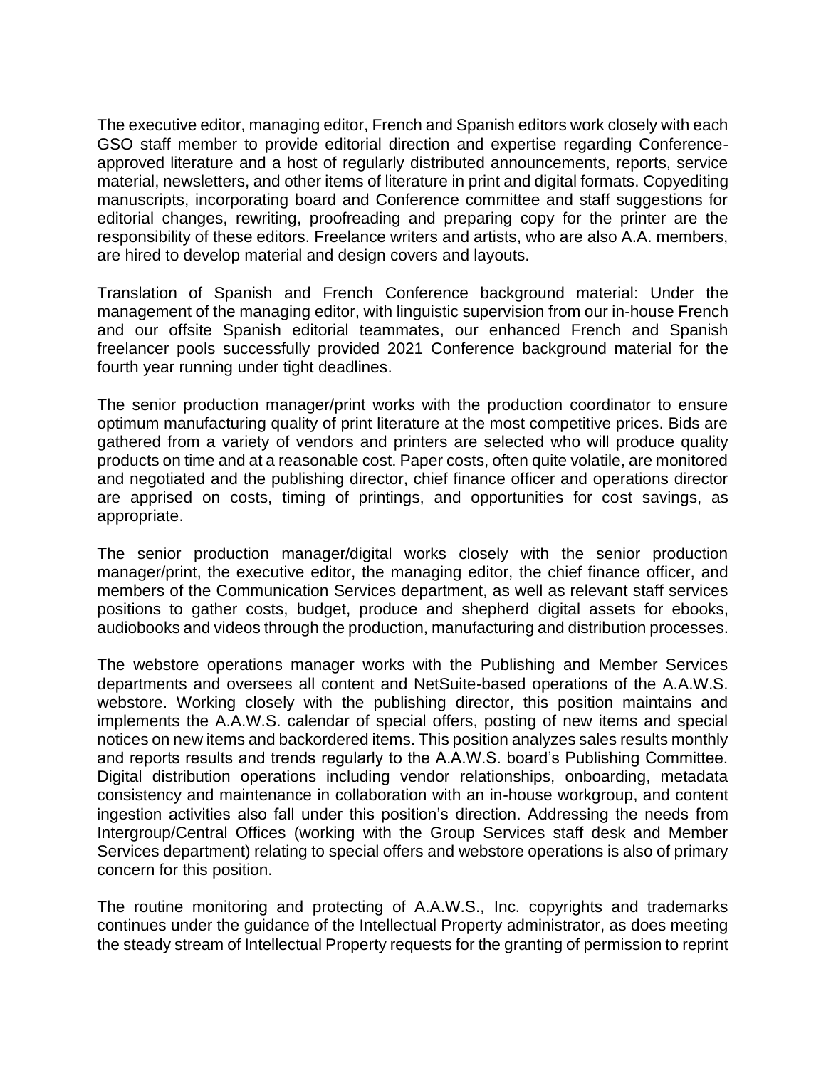The executive editor, managing editor, French and Spanish editors work closely with each GSO staff member to provide editorial direction and expertise regarding Conference-approved literature and a host of regularly distributed announcements, reports, service material, newsletters, and other items of literature in print and digital formats. Copyediting manuscripts, incorporating board and Conference committee and staff suggestions for editorial changes, rewriting, proofreading and preparing copy for the printer are the responsibility of these editors. Freelance writers and artists, who are also A.A. members, are hired to develop material and design covers and layouts.

Translation of Spanish and French Conference background material: Under the management of the managing editor, with linguistic supervision from our in-house French and our offsite Spanish editorial teammates, our enhanced French and Spanish freelancer pools successfully provided 2021 Conference background material for the fourth year running under tight deadlines.

The senior production manager/print works with the production coordinator to ensure optimum manufacturing quality of print literature at the most competitive prices. Bids are gathered from a variety of vendors and printers are selected who will produce quality products on time and at a reasonable cost. Paper costs, often quite volatile, are monitored and negotiated and the publishing director, chief finance officer and operations director are apprised on costs, timing of printings, and opportunities for cost savings, as appropriate.

The senior production manager/digital works closely with the senior production manager/print, the executive editor, the managing editor, the chief finance officer, and members of the Communication Services department, as well as relevant staff services positions to gather costs, budget, produce and shepherd digital assets for ebooks, audiobooks and videos through the production, manufacturing and distribution processes.

The webstore operations manager works with the Publishing and Member Services departments and oversees all content and NetSuite-based operations of the A.A.W.S. webstore. Working closely with the publishing director, this position maintains and implements the A.A.W.S. calendar of special offers, posting of new items and special notices on new items and backordered items. This position analyzes sales results monthly and reports results and trends regularly to the A.A.W.S. board's Publishing Committee. Digital distribution operations including vendor relationships, onboarding, metadata consistency and maintenance in collaboration with an in-house workgroup, and content ingestion activities also fall under this position's direction. Addressing the needs from Intergroup/Central Offices (working with the Group Services staff desk and Member Services department) relating to special offers and webstore operations is also of primary concern for this position.

The routine monitoring and protecting of A.A.W.S., Inc. copyrights and trademarks continues under the guidance of the Intellectual Property administrator, as does meeting the steady stream of Intellectual Property requests for the granting of permission to reprint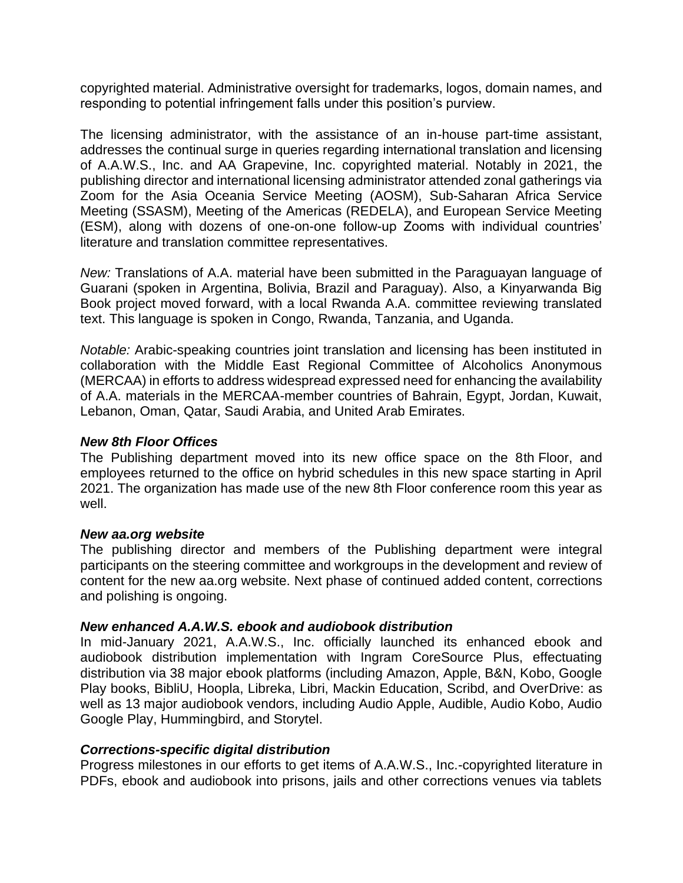copyrighted material. Administrative oversight for trademarks, logos, domain names, and responding to potential infringement falls under this position's purview.

The licensing administrator, with the assistance of an in-house part-time assistant, addresses the continual surge in queries regarding international translation and licensing of A.A.W.S., Inc. and AA Grapevine, Inc. copyrighted material. Notably in 2021, the publishing director and international licensing administrator attended zonal gatherings via Zoom for the Asia Oceania Service Meeting (AOSM), Sub-Saharan Africa Service Meeting (SSASM), Meeting of the Americas (REDELA), and European Service Meeting (ESM), along with dozens of one-on-one follow-up Zooms with individual countries' literature and translation committee representatives.

*New:* Translations of A.A. material have been submitted in the Paraguayan language of Guarani (spoken in Argentina, Bolivia, Brazil and Paraguay). Also, a Kinyarwanda Big Book project moved forward, with a local Rwanda A.A. committee reviewing translated text. This language is spoken in Congo, Rwanda, Tanzania, and Uganda.

*Notable:* Arabic-speaking countries joint translation and licensing has been instituted in collaboration with the Middle East Regional Committee of Alcoholics Anonymous (MERCAA) in efforts to address widespread expressed need for enhancing the availability of A.A. materials in the MERCAA-member countries of Bahrain, Egypt, Jordan, Kuwait, Lebanon, Oman, Qatar, Saudi Arabia, and United Arab Emirates.

***New 8th Floor Offices***

The Publishing department moved into its new office space on the 8th Floor, and employees returned to the office on hybrid schedules in this new space starting in April 2021. The organization has made use of the new 8th Floor conference room this year as well.

***New aa.org website***

The publishing director and members of the Publishing department were integral participants on the steering committee and workgroups in the development and review of content for the new aa.org website. Next phase of continued added content, corrections and polishing is ongoing.

***New enhanced A.A.W.S. ebook and audiobook distribution***

In mid-January 2021, A.A.W.S., Inc. officially launched its enhanced ebook and audiobook distribution implementation with Ingram CoreSource Plus, effectuating distribution via 38 major ebook platforms (including Amazon, Apple, B&N, Kobo, Google Play books, BibliU, Hoopla, Libreka, Libri, Mackin Education, Scribd, and OverDrive: as well as 13 major audiobook vendors, including Audio Apple, Audible, Audio Kobo, Audio Google Play, Hummingbird, and Storytel.

***Corrections-specific digital distribution***

Progress milestones in our efforts to get items of A.A.W.S., Inc.-copyrighted literature in PDFs, ebook and audiobook into prisons, jails and other corrections venues via tablets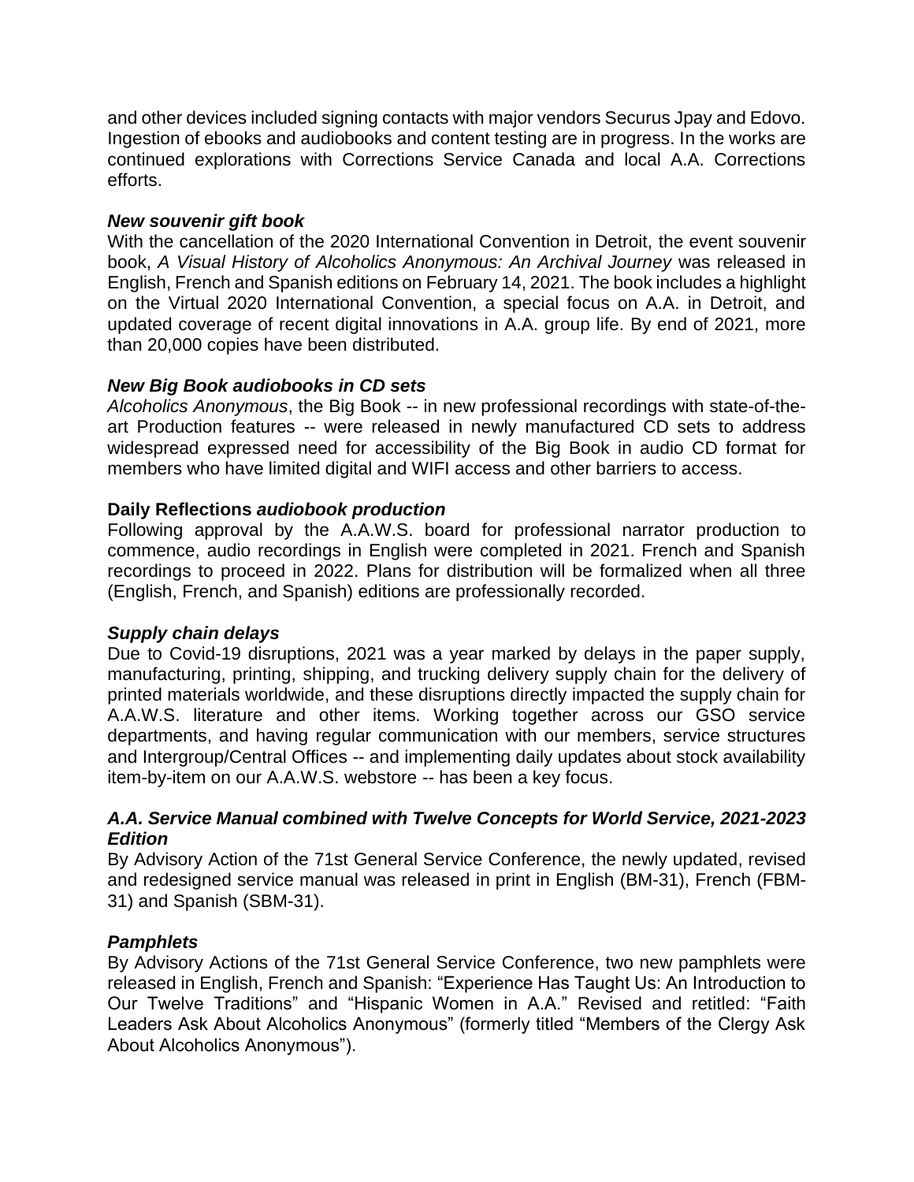and other devices included signing contacts with major vendors Securus Jpay and Edovo. Ingestion of ebooks and audiobooks and content testing are in progress. In the works are continued explorations with Corrections Service Canada and local A.A. Corrections efforts.

***New souvenir gift book***

With the cancellation of the 2020 International Convention in Detroit, the event souvenir book, *A Visual History of Alcoholics Anonymous: An Archival Journey* was released in English, French and Spanish editions on February 14, 2021. The book includes a highlight on the Virtual 2020 International Convention, a special focus on A.A. in Detroit, and updated coverage of recent digital innovations in A.A. group life. By end of 2021, more than 20,000 copies have been distributed.

***New Big Book audiobooks in CD sets***

*Alcoholics Anonymous*, the Big Book -- in new professional recordings with state-of-the-art Production features -- were released in newly manufactured CD sets to address widespread expressed need for accessibility of the Big Book in audio CD format for members who have limited digital and WIFI access and other barriers to access.

**Daily Reflections *audiobook production***

Following approval by the A.A.W.S. board for professional narrator production to commence, audio recordings in English were completed in 2021. French and Spanish recordings to proceed in 2022. Plans for distribution will be formalized when all three (English, French, and Spanish) editions are professionally recorded.

***Supply chain delays***

Due to Covid-19 disruptions, 2021 was a year marked by delays in the paper supply, manufacturing, printing, shipping, and trucking delivery supply chain for the delivery of printed materials worldwide, and these disruptions directly impacted the supply chain for A.A.W.S. literature and other items. Working together across our GSO service departments, and having regular communication with our members, service structures and Intergroup/Central Offices -- and implementing daily updates about stock availability item-by-item on our A.A.W.S. webstore -- has been a key focus.

***A.A. Service Manual combined with Twelve Concepts for World Service, 2021-2023 Edition***

By Advisory Action of the 71st General Service Conference, the newly updated, revised and redesigned service manual was released in print in English (BM-31), French (FBM-31) and Spanish (SBM-31).

***Pamphlets***

By Advisory Actions of the 71st General Service Conference, two new pamphlets were released in English, French and Spanish: "Experience Has Taught Us: An Introduction to Our Twelve Traditions" and "Hispanic Women in A.A." Revised and retitled: "Faith Leaders Ask About Alcoholics Anonymous" (formerly titled "Members of the Clergy Ask About Alcoholics Anonymous").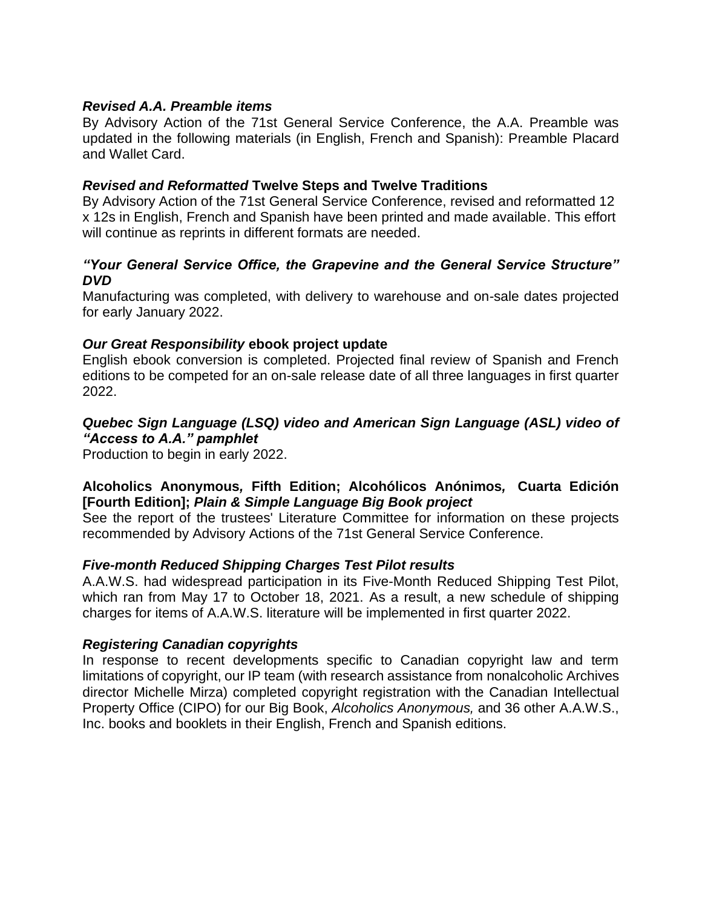***Revised A.A. Preamble items***

By Advisory Action of the 71st General Service Conference, the A.A. Preamble was updated in the following materials (in English, French and Spanish): Preamble Placard and Wallet Card.

***Revised and Reformatted* Twelve Steps and Twelve Traditions**

By Advisory Action of the 71st General Service Conference, revised and reformatted 12 x 12s in English, French and Spanish have been printed and made available. This effort will continue as reprints in different formats are needed.

***"Your General Service Office, the Grapevine and the General Service Structure" DVD***

Manufacturing was completed, with delivery to warehouse and on-sale dates projected for early January 2022.

***Our Great Responsibility* ebook project update**

English ebook conversion is completed. Projected final review of Spanish and French editions to be competed for an on-sale release date of all three languages in first quarter 2022.

***Quebec Sign Language (LSQ) video and American Sign Language (ASL) video of "Access to A.A." pamphlet***

Production to begin in early 2022.

**Alcoholics Anonymous*,* Fifth Edition; Alcohólicos Anónimos*,* Cuarta Edición [Fourth Edition]; *Plain & Simple Language Big Book project***

See the report of the trustees' Literature Committee for information on these projects recommended by Advisory Actions of the 71st General Service Conference.

***Five-month Reduced Shipping Charges Test Pilot results***

A.A.W.S. had widespread participation in its Five-Month Reduced Shipping Test Pilot, which ran from May 17 to October 18, 2021. As a result, a new schedule of shipping charges for items of A.A.W.S. literature will be implemented in first quarter 2022.

***Registering Canadian copyrights***

In response to recent developments specific to Canadian copyright law and term limitations of copyright, our IP team (with research assistance from nonalcoholic Archives director Michelle Mirza) completed copyright registration with the Canadian Intellectual Property Office (CIPO) for our Big Book, *Alcoholics Anonymous,* and 36 other A.A.W.S., Inc. books and booklets in their English, French and Spanish editions.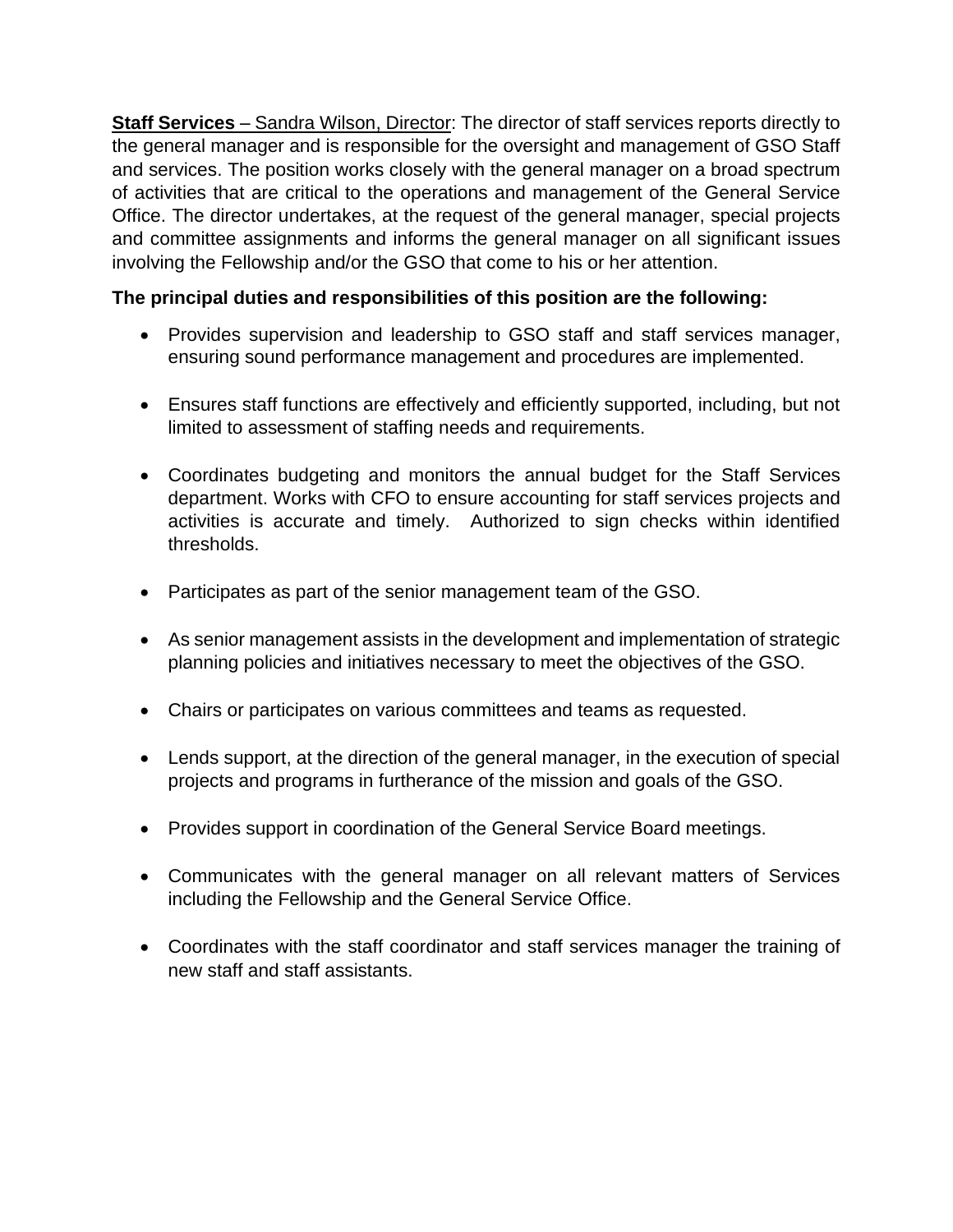**Staff Services** – Sandra Wilson, Director: The director of staff services reports directly to the general manager and is responsible for the oversight and management of GSO Staff and services. The position works closely with the general manager on a broad spectrum of activities that are critical to the operations and management of the General Service Office. The director undertakes, at the request of the general manager, special projects and committee assignments and informs the general manager on all significant issues involving the Fellowship and/or the GSO that come to his or her attention.

**The principal duties and responsibilities of this position are the following:**

- Provides supervision and leadership to GSO staff and staff services manager, ensuring sound performance management and procedures are implemented.
- Ensures staff functions are effectively and efficiently supported, including, but not limited to assessment of staffing needs and requirements.
- Coordinates budgeting and monitors the annual budget for the Staff Services department. Works with CFO to ensure accounting for staff services projects and activities is accurate and timely. Authorized to sign checks within identified thresholds.
- Participates as part of the senior management team of the GSO.
- As senior management assists in the development and implementation of strategic planning policies and initiatives necessary to meet the objectives of the GSO.
- Chairs or participates on various committees and teams as requested.
- Lends support, at the direction of the general manager, in the execution of special projects and programs in furtherance of the mission and goals of the GSO.
- Provides support in coordination of the General Service Board meetings.
- Communicates with the general manager on all relevant matters of Services including the Fellowship and the General Service Office.
- Coordinates with the staff coordinator and staff services manager the training of new staff and staff assistants.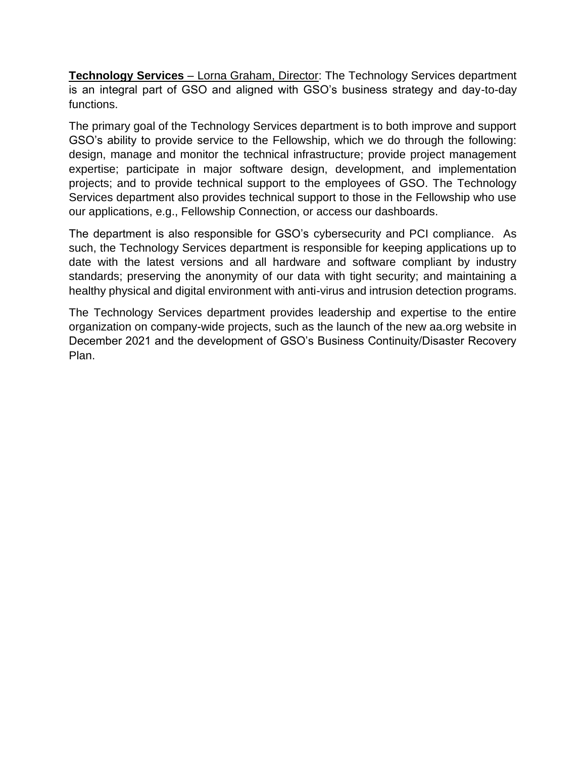**Technology Services** – Lorna Graham, Director: The Technology Services department is an integral part of GSO and aligned with GSO's business strategy and day-to-day functions.

The primary goal of the Technology Services department is to both improve and support GSO's ability to provide service to the Fellowship, which we do through the following: design, manage and monitor the technical infrastructure; provide project management expertise; participate in major software design, development, and implementation projects; and to provide technical support to the employees of GSO. The Technology Services department also provides technical support to those in the Fellowship who use our applications, e.g., Fellowship Connection, or access our dashboards.

The department is also responsible for GSO's cybersecurity and PCI compliance. As such, the Technology Services department is responsible for keeping applications up to date with the latest versions and all hardware and software compliant by industry standards; preserving the anonymity of our data with tight security; and maintaining a healthy physical and digital environment with anti-virus and intrusion detection programs.

The Technology Services department provides leadership and expertise to the entire organization on company-wide projects, such as the launch of the new aa.org website in December 2021 and the development of GSO's Business Continuity/Disaster Recovery Plan.